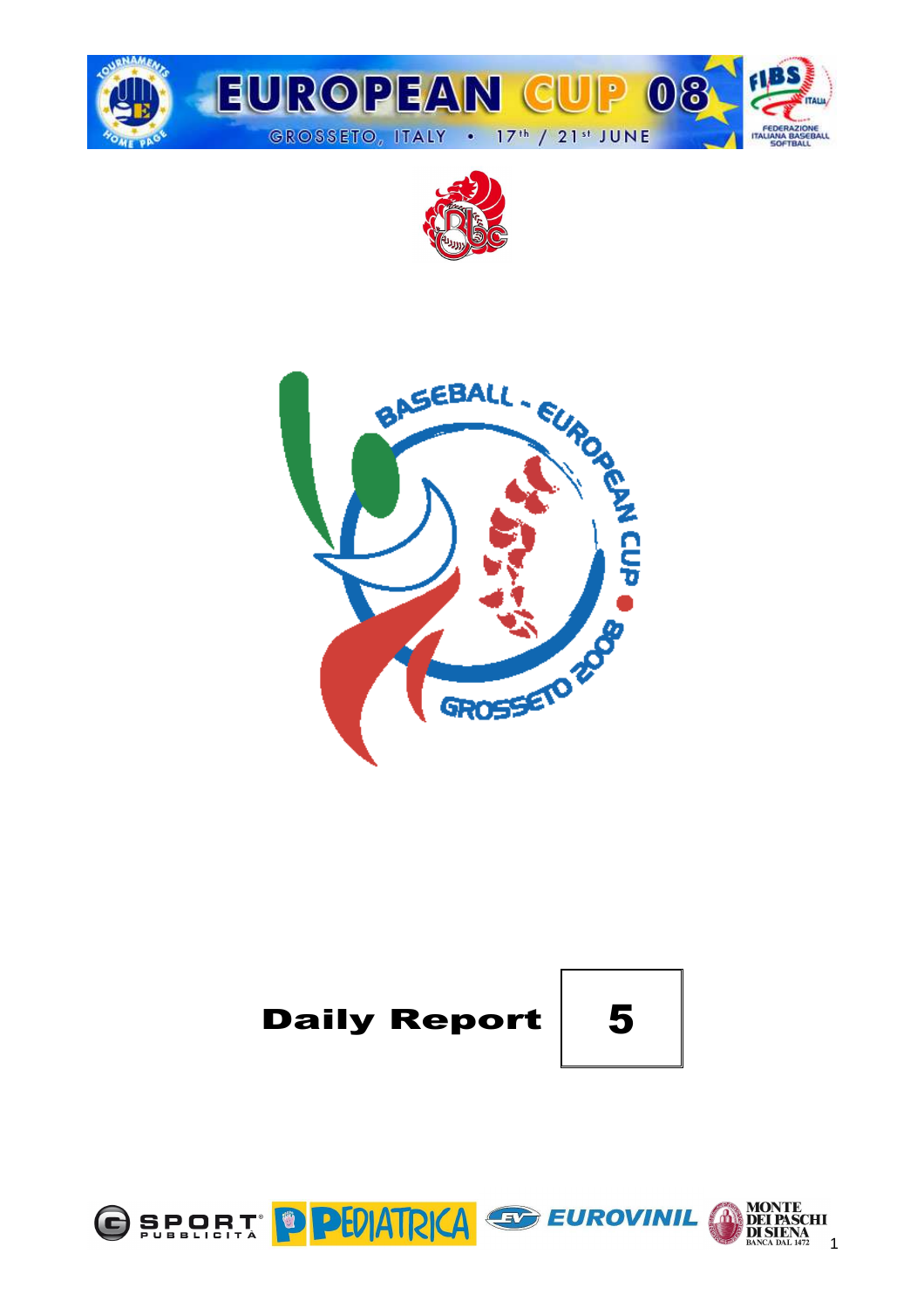# EUROPEAN CUP 08

GROSSETO, ITALY • 17th / 21st JUNE

## Daily Report

## 5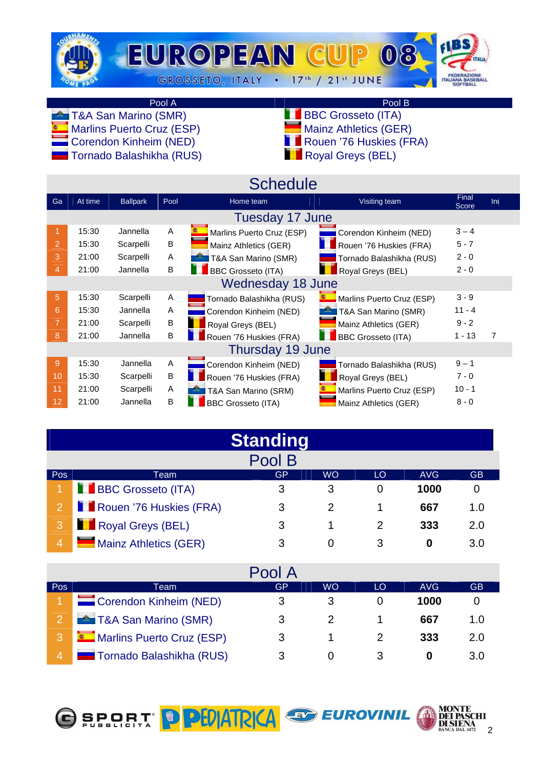# EUROPEAN CUP 08

GROSSETO, ITALY • 17th / 21st JUNE

| Pool A | Pool B |
|---|---|
| T&A San Marino (SMR) | BBC Grosseto (ITA) |
| Marlins Puerto Cruz (ESP) | Mainz Athletics (GER) |
| Corendon Kinheim (NED) | Rouen '76 Huskies (FRA) |
| Tornado Balashikha (RUS) | Royal Greys (BEL) |

## Schedule

| Ga | At time | Ballpark | Pool | Home team | Visiting team | Final Score | Inn |
|---|---|---|---|---|---|---|---|
| **Tuesday 17 June** | | | | | | | |
| 1 | 15:30 | Jannella | A | Marlins Puerto Cruz (ESP) | Corendon Kinheim (NED) | 3 – 4 | |
| 2 | 15:30 | Scarpelli | B | Mainz Athletics (GER) | Rouen '76 Huskies (FRA) | 5 - 7 | |
| 3 | 21:00 | Scarpelli | A | T&A San Marino (SMR) | Tornado Balashikha (RUS) | 2 - 0 | |
| 4 | 21:00 | Jannella | B | BBC Grosseto (ITA) | Royal Greys (BEL) | 2 - 0 | |
| **Wednesday 18 June** | | | | | | | |
| 5 | 15:30 | Scarpelli | A | Tornado Balashikha (RUS) | Marlins Puerto Cruz (ESP) | 3 - 9 | |
| 6 | 15:30 | Jannella | A | Corendon Kinheim (NED) | T&A San Marino (SMR) | 11 - 4 | |
| 7 | 21:00 | Scarpelli | B | Royal Greys (BEL) | Mainz Athletics (GER) | 9 - 2 | |
| 8 | 21:00 | Jannella | B | Rouen '76 Huskies (FRA) | BBC Grosseto (ITA) | 1 - 13 | 7 |
| **Thursday 19 June** | | | | | | | |
| 9 | 15:30 | Jannella | A | Corendon Kinheim (NED) | Tornado Balashikha (RUS) | 9 – 1 | |
| 10 | 15:30 | Scarpelli | B | Rouen '76 Huskies (FRA) | Royal Greys (BEL) | 7 - 0 | |
| 11 | 21:00 | Scarpelli | A | T&A San Marino (SRM) | Marlins Puerto Cruz (ESP) | 10 - 1 | |
| 12 | 21:00 | Jannella | B | BBC Grosseto (ITA) | Mainz Athletics (GER) | 8 - 0 | |

## Standing

### Pool B

| Pos | Team | GP | WO | LO | AVG | GB |
|---|---|---|---|---|---|---|
| 1 | BBC Grosseto (ITA) | 3 | 3 | 0 | **1000** | 0 |
| 2 | Rouen '76 Huskies (FRA) | 3 | 2 | 1 | **667** | 1.0 |
| 3 | Royal Greys (BEL) | 3 | 1 | 2 | **333** | 2.0 |
| 4 | Mainz Athletics (GER) | 3 | 0 | 3 | **0** | 3.0 |

### Pool A

| Pos | Team | GP | WO | LO | AVG | GB |
|---|---|---|---|---|---|---|
| 1 | Corendon Kinheim (NED) | 3 | 3 | 0 | **1000** | 0 |
| 2 | T&A San Marino (SMR) | 3 | 2 | 1 | **667** | 1.0 |
| 3 | Marlins Puerto Cruz (ESP) | 3 | 1 | 2 | **333** | 2.0 |
| 4 | Tornado Balashikha (RUS) | 3 | 0 | 3 | **0** | 3.0 |

SPORT PUBBLICITÀ • PEDIATRICA • EUROVINIL • MONTE DEI PASCHI DI SIENA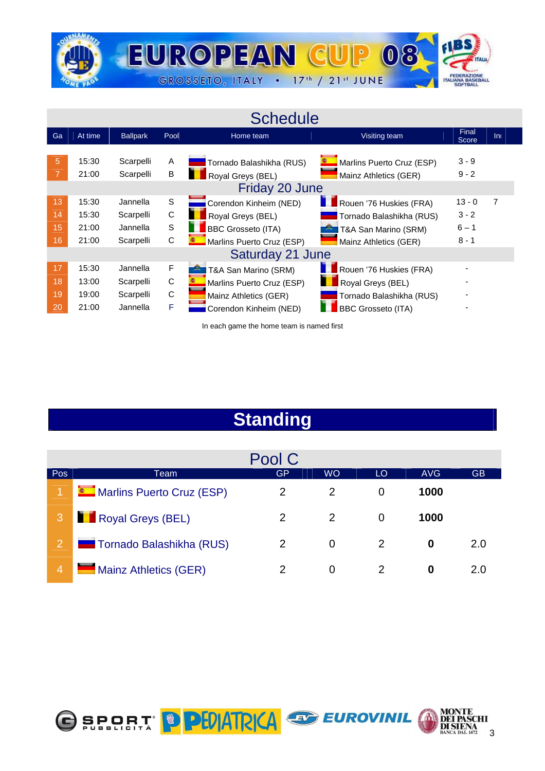# EUROPEAN CUP 08

GROSSETO, ITALY • 17th / 21st JUNE

## Schedule

| Ga | At time | Ballpark | Pool | Home team | Visiting team | Final Score | Inn |
|---|---|---|---|---|---|---|---|
| 5 | 15:30 | Scarpelli | A | Tornado Balashikha (RUS) | Marlins Puerto Cruz (ESP) | 3 - 9 | |
| 7 | 21:00 | Scarpelli | B | Royal Greys (BEL) | Mainz Athletics (GER) | 9 - 2 | |
| **Friday 20 June** | | | | | | | |
| 13 | 15:30 | Jannella | S | Corendon Kinheim (NED) | Rouen '76 Huskies (FRA) | 13 - 0 | 7 |
| 14 | 15:30 | Scarpelli | C | Royal Greys (BEL) | Tornado Balashikha (RUS) | 3 - 2 | |
| 15 | 21:00 | Jannella | S | BBC Grosseto (ITA) | T&A San Marino (SRM) | 6 – 1 | |
| 16 | 21:00 | Scarpelli | C | Marlins Puerto Cruz (ESP) | Mainz Athletics (GER) | 8 - 1 | |
| **Saturday 21 June** | | | | | | | |
| 17 | 15:30 | Jannella | F | T&A San Marino (SRM) | Rouen '76 Huskies (FRA) | - | |
| 18 | 13:00 | Scarpelli | C | Marlins Puerto Cruz (ESP) | Royal Greys (BEL) | - | |
| 19 | 19:00 | Scarpelli | C | Mainz Athletics (GER) | Tornado Balashikha (RUS) | - | |
| 20 | 21:00 | Jannella | F | Corendon Kinheim (NED) | BBC Grosseto (ITA) | - | |

In each game the home team is named first

## Standing

### Pool C

| Pos | Team | GP | WO | LO | AVG | GB |
|---|---|---|---|---|---|---|
| 1 | Marlins Puerto Cruz (ESP) | 2 | 2 | 0 | **1000** | |
| 3 | Royal Greys (BEL) | 2 | 2 | 0 | **1000** | |
| 2 | Tornado Balashikha (RUS) | 2 | 0 | 2 | **0** | 2.0 |
| 4 | Mainz Athletics (GER) | 2 | 0 | 2 | **0** | 2.0 |

SPORT PUBBLICITÀ · PEDIATRICA · EUROVINIL · MONTE DEI PASCHI DI SIENA BANCA DAL 1472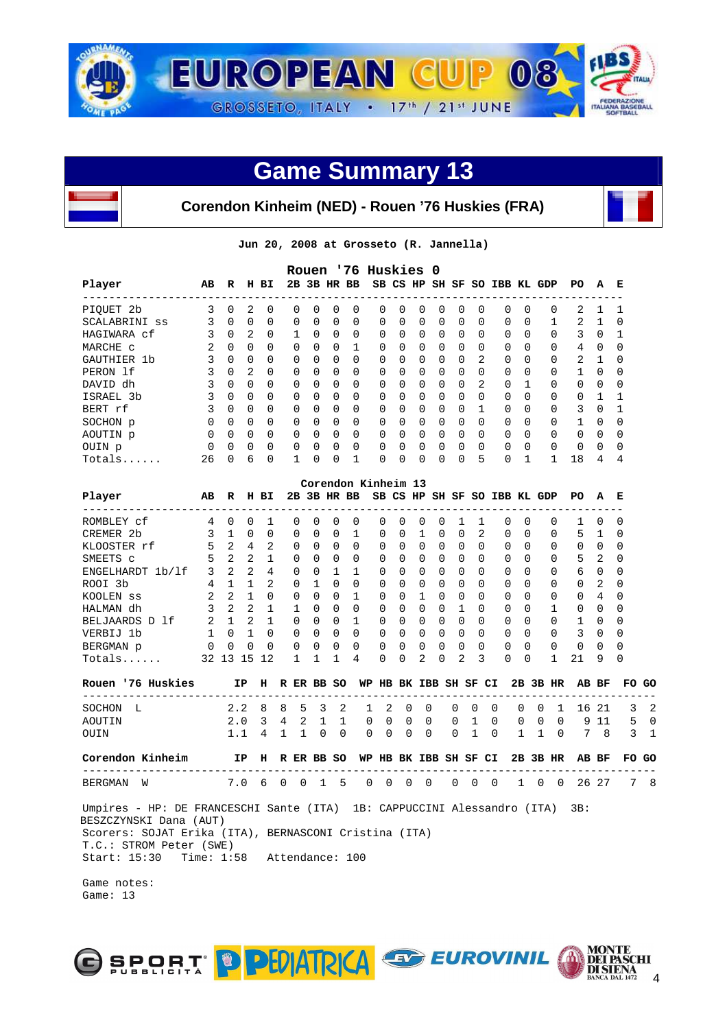# Game Summary 13

## Corendon Kinheim (NED) - Rouen '76 Huskies (FRA)

Jun 20, 2008 at Grosseto (R. Jannella)

### Rouen '76 Huskies 0

| Player | AB | R | H | BI | 2B | 3B | HR | BB | SB | CS | HP | SH | SF | SO | IBB | KL | GDP | PO | A | E |
|---|---|---|---|---|---|---|---|---|---|---|---|---|---|---|---|---|---|---|---|---|
| PIQUET 2b | 3 | 0 | 2 | 0 | 0 | 0 | 0 | 0 | 0 | 0 | 0 | 0 | 0 | 0 | 0 | 0 | 0 | 2 | 1 | 1 |
| SCALABRINI ss | 3 | 0 | 0 | 0 | 0 | 0 | 0 | 0 | 0 | 0 | 0 | 0 | 0 | 0 | 0 | 0 | 1 | 2 | 1 | 0 |
| HAGIWARA cf | 3 | 0 | 2 | 0 | 1 | 0 | 0 | 0 | 0 | 0 | 0 | 0 | 0 | 0 | 0 | 0 | 0 | 3 | 0 | 1 |
| MARCHE c | 2 | 0 | 0 | 0 | 0 | 0 | 0 | 1 | 0 | 0 | 0 | 0 | 0 | 0 | 0 | 0 | 0 | 4 | 0 | 0 |
| GAUTHIER 1b | 3 | 0 | 0 | 0 | 0 | 0 | 0 | 0 | 0 | 0 | 0 | 0 | 0 | 2 | 0 | 0 | 0 | 2 | 1 | 0 |
| PERON lf | 3 | 0 | 2 | 0 | 0 | 0 | 0 | 0 | 0 | 0 | 0 | 0 | 0 | 0 | 0 | 0 | 0 | 1 | 0 | 0 |
| DAVID dh | 3 | 0 | 0 | 0 | 0 | 0 | 0 | 0 | 0 | 0 | 0 | 0 | 0 | 2 | 0 | 1 | 0 | 0 | 0 | 0 |
| ISRAEL 3b | 3 | 0 | 0 | 0 | 0 | 0 | 0 | 0 | 0 | 0 | 0 | 0 | 0 | 0 | 0 | 0 | 0 | 0 | 1 | 1 |
| BERT rf | 3 | 0 | 0 | 0 | 0 | 0 | 0 | 0 | 0 | 0 | 0 | 0 | 0 | 1 | 0 | 0 | 0 | 3 | 0 | 1 |
| SOCHON p | 0 | 0 | 0 | 0 | 0 | 0 | 0 | 0 | 0 | 0 | 0 | 0 | 0 | 0 | 0 | 0 | 0 | 1 | 0 | 0 |
| AOUTIN p | 0 | 0 | 0 | 0 | 0 | 0 | 0 | 0 | 0 | 0 | 0 | 0 | 0 | 0 | 0 | 0 | 0 | 0 | 0 | 0 |
| OUIN p | 0 | 0 | 0 | 0 | 0 | 0 | 0 | 0 | 0 | 0 | 0 | 0 | 0 | 0 | 0 | 0 | 0 | 0 | 0 | 0 |
| Totals...... | 26 | 0 | 6 | 0 | 1 | 0 | 0 | 1 | 0 | 0 | 0 | 0 | 0 | 5 | 0 | 1 | 1 | 18 | 4 | 4 |

### Corendon Kinheim 13

| Player | AB | R | H | BI | 2B | 3B | HR | BB | SB | CS | HP | SH | SF | SO | IBB | KL | GDP | PO | A | E |
|---|---|---|---|---|---|---|---|---|---|---|---|---|---|---|---|---|---|---|---|---|
| ROMBLEY cf | 4 | 0 | 0 | 1 | 0 | 0 | 0 | 0 | 0 | 0 | 0 | 0 | 1 | 1 | 0 | 0 | 0 | 1 | 0 | 0 |
| CREMER 2b | 3 | 1 | 0 | 0 | 0 | 0 | 0 | 1 | 0 | 0 | 1 | 0 | 0 | 2 | 0 | 0 | 0 | 5 | 1 | 0 |
| KLOOSTER rf | 5 | 2 | 4 | 2 | 0 | 0 | 0 | 0 | 0 | 0 | 0 | 0 | 0 | 0 | 0 | 0 | 0 | 0 | 0 | 0 |
| SMEETS c | 5 | 2 | 2 | 1 | 0 | 0 | 0 | 0 | 0 | 0 | 0 | 0 | 0 | 0 | 0 | 0 | 0 | 5 | 2 | 0 |
| ENGELHARDT 1b/lf | 3 | 2 | 2 | 4 | 0 | 0 | 1 | 1 | 0 | 0 | 0 | 0 | 0 | 0 | 0 | 0 | 0 | 6 | 0 | 0 |
| ROOI 3b | 4 | 1 | 1 | 2 | 0 | 1 | 0 | 0 | 0 | 0 | 0 | 0 | 0 | 0 | 0 | 0 | 0 | 0 | 2 | 0 |
| KOOLEN ss | 2 | 2 | 1 | 0 | 0 | 0 | 0 | 1 | 0 | 0 | 1 | 0 | 0 | 0 | 0 | 0 | 0 | 0 | 4 | 0 |
| HALMAN dh | 3 | 2 | 2 | 1 | 1 | 0 | 0 | 0 | 0 | 0 | 0 | 0 | 1 | 0 | 0 | 0 | 1 | 0 | 0 | 0 |
| BELJAARDS D lf | 2 | 1 | 2 | 1 | 0 | 0 | 0 | 1 | 0 | 0 | 0 | 0 | 0 | 0 | 0 | 0 | 0 | 1 | 0 | 0 |
| VERBIJ 1b | 1 | 0 | 1 | 0 | 0 | 0 | 0 | 0 | 0 | 0 | 0 | 0 | 0 | 0 | 0 | 0 | 0 | 3 | 0 | 0 |
| BERGMAN p | 0 | 0 | 0 | 0 | 0 | 0 | 0 | 0 | 0 | 0 | 0 | 0 | 0 | 0 | 0 | 0 | 0 | 0 | 0 | 0 |
| Totals...... | 32 | 13 | 15 | 12 | 1 | 1 | 1 | 4 | 0 | 0 | 2 | 0 | 2 | 3 | 0 | 0 | 1 | 21 | 9 | 0 |

| Rouen '76 Huskies | IP | H | R | ER | BB | SO | WP | HB | BK | IBB | SH | SF | CI | 2B | 3B | HR | AB | BF | FO | GO |
|---|---|---|---|---|---|---|---|---|---|---|---|---|---|---|---|---|---|---|---|---|
| SOCHON L | 2.2 | 8 | 8 | 5 | 3 | 2 | 1 | 2 | 0 | 0 | 0 | 0 | 0 | 0 | 0 | 1 | 16 | 21 | 3 | 2 |
| AOUTIN | 2.0 | 3 | 4 | 2 | 1 | 1 | 0 | 0 | 0 | 0 | 0 | 1 | 0 | 0 | 0 | 0 | 9 | 11 | 5 | 0 |
| OUIN | 1.1 | 4 | 1 | 1 | 0 | 0 | 0 | 0 | 0 | 0 | 0 | 1 | 0 | 1 | 1 | 0 | 7 | 8 | 3 | 1 |

| Corendon Kinheim | IP | H | R | ER | BB | SO | WP | HB | BK | IBB | SH | SF | CI | 2B | 3B | HR | AB | BF | FO | GO |
|---|---|---|---|---|---|---|---|---|---|---|---|---|---|---|---|---|---|---|---|---|
| BERGMAN W | 7.0 | 6 | 0 | 0 | 1 | 5 | 0 | 0 | 0 | 0 | 0 | 0 | 0 | 1 | 0 | 0 | 26 | 27 | 7 | 8 |

Umpires - HP: DE FRANCESCHI Sante (ITA) 1B: CAPPUCCINI Alessandro (ITA) 3B: BESZCZYNSKI Dana (AUT)
Scorers: SOJAT Erika (ITA), BERNASCONI Cristina (ITA)
T.C.: STROM Peter (SWE)
Start: 15:30 Time: 1:58 Attendance: 100

Game notes:
Game: 13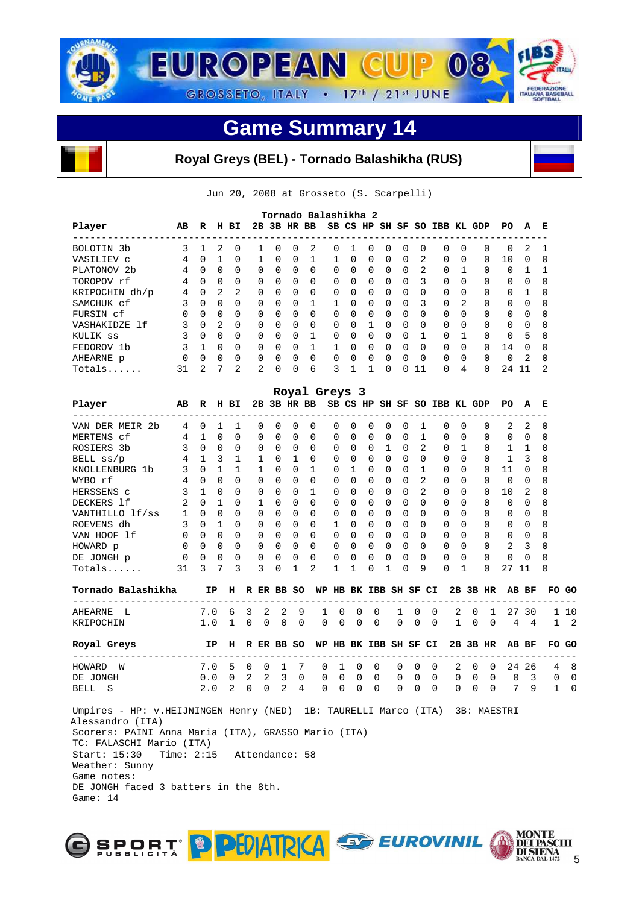# EUROPEAN CUP 08

GROSSETO, ITALY • 17th / 21st JUNE

## Game Summary 14

### Royal Greys (BEL) - Tornado Balashikha (RUS)

Jun 20, 2008 at Grosseto (S. Scarpelli)

**Tornado Balashikha 2**

| Player | AB | R | H | BI | 2B | 3B | HR | BB | SB | CS | HP | SH | SF | SO | IBB | KL | GDP | PO | A | E |
|---|---|---|---|---|---|---|---|---|---|---|---|---|---|---|---|---|---|---|---|---|
| BOLOTIN 3b | 3 | 1 | 2 | 0 | 1 | 0 | 0 | 2 | 0 | 1 | 0 | 0 | 0 | 0 | 0 | 0 | 0 | 0 | 2 | 1 |
| VASILIEV c | 4 | 0 | 1 | 0 | 1 | 0 | 0 | 1 | 1 | 0 | 0 | 0 | 0 | 2 | 0 | 0 | 0 | 10 | 0 | 0 |
| PLATONOV 2b | 4 | 0 | 0 | 0 | 0 | 0 | 0 | 0 | 0 | 0 | 0 | 0 | 0 | 2 | 0 | 1 | 0 | 0 | 1 | 1 |
| TOROPOV rf | 4 | 0 | 0 | 0 | 0 | 0 | 0 | 0 | 0 | 0 | 0 | 0 | 0 | 3 | 0 | 0 | 0 | 0 | 0 | 0 |
| KRIPOCHIN dh/p | 4 | 0 | 2 | 2 | 0 | 0 | 0 | 0 | 0 | 0 | 0 | 0 | 0 | 0 | 0 | 0 | 0 | 0 | 1 | 0 |
| SAMCHUK cf | 3 | 0 | 0 | 0 | 0 | 0 | 0 | 1 | 1 | 0 | 0 | 0 | 0 | 3 | 0 | 2 | 0 | 0 | 0 | 0 |
| FURSIN cf | 0 | 0 | 0 | 0 | 0 | 0 | 0 | 0 | 0 | 0 | 0 | 0 | 0 | 0 | 0 | 0 | 0 | 0 | 0 | 0 |
| VASHAKIDZE lf | 3 | 0 | 2 | 0 | 0 | 0 | 0 | 0 | 0 | 0 | 1 | 0 | 0 | 0 | 0 | 0 | 0 | 0 | 0 | 0 |
| KULIK ss | 3 | 0 | 0 | 0 | 0 | 0 | 0 | 1 | 0 | 0 | 0 | 0 | 0 | 1 | 0 | 1 | 0 | 0 | 5 | 0 |
| FEDOROV 1b | 3 | 1 | 0 | 0 | 0 | 0 | 0 | 1 | 1 | 0 | 0 | 0 | 0 | 0 | 0 | 0 | 0 | 14 | 0 | 0 |
| AHEARNE p | 0 | 0 | 0 | 0 | 0 | 0 | 0 | 0 | 0 | 0 | 0 | 0 | 0 | 0 | 0 | 0 | 0 | 0 | 2 | 0 |
| Totals...... | 31 | 2 | 7 | 2 | 2 | 0 | 0 | 6 | 3 | 1 | 1 | 0 | 0 | 11 | 0 | 4 | 0 | 24 | 11 | 2 |

**Royal Greys 3**

| Player | AB | R | H | BI | 2B | 3B | HR | BB | SB | CS | HP | SH | SF | SO | IBB | KL | GDP | PO | A | E |
|---|---|---|---|---|---|---|---|---|---|---|---|---|---|---|---|---|---|---|---|---|
| VAN DER MEIR 2b | 4 | 0 | 1 | 1 | 0 | 0 | 0 | 0 | 0 | 0 | 0 | 0 | 0 | 1 | 0 | 0 | 0 | 2 | 2 | 0 |
| MERTENS cf | 4 | 1 | 0 | 0 | 0 | 0 | 0 | 0 | 0 | 0 | 0 | 0 | 0 | 1 | 0 | 0 | 0 | 0 | 0 | 0 |
| ROSIERS 3b | 3 | 0 | 0 | 0 | 0 | 0 | 0 | 0 | 0 | 0 | 0 | 1 | 0 | 2 | 0 | 1 | 0 | 1 | 1 | 0 |
| BELL ss/p | 4 | 1 | 3 | 1 | 1 | 0 | 1 | 0 | 0 | 0 | 0 | 0 | 0 | 0 | 0 | 0 | 0 | 1 | 3 | 0 |
| KNOLLENBURG 1b | 3 | 0 | 1 | 1 | 1 | 0 | 0 | 1 | 0 | 1 | 0 | 0 | 0 | 1 | 0 | 0 | 0 | 11 | 0 | 0 |
| WYBO rf | 4 | 0 | 0 | 0 | 0 | 0 | 0 | 0 | 0 | 0 | 0 | 0 | 0 | 2 | 0 | 0 | 0 | 0 | 0 | 0 |
| HERSSENS c | 3 | 1 | 0 | 0 | 0 | 0 | 0 | 1 | 0 | 0 | 0 | 0 | 0 | 2 | 0 | 0 | 0 | 10 | 2 | 0 |
| DECKERS lf | 2 | 0 | 1 | 0 | 1 | 0 | 0 | 0 | 0 | 0 | 0 | 0 | 0 | 0 | 0 | 0 | 0 | 0 | 0 | 0 |
| VANTHILLO lf/ss | 1 | 0 | 0 | 0 | 0 | 0 | 0 | 0 | 0 | 0 | 0 | 0 | 0 | 0 | 0 | 0 | 0 | 0 | 0 | 0 |
| ROEVENS dh | 3 | 0 | 1 | 0 | 0 | 0 | 0 | 0 | 1 | 0 | 0 | 0 | 0 | 0 | 0 | 0 | 0 | 0 | 0 | 0 |
| VAN HOOF lf | 0 | 0 | 0 | 0 | 0 | 0 | 0 | 0 | 0 | 0 | 0 | 0 | 0 | 0 | 0 | 0 | 0 | 0 | 0 | 0 |
| HOWARD p | 0 | 0 | 0 | 0 | 0 | 0 | 0 | 0 | 0 | 0 | 0 | 0 | 0 | 0 | 0 | 0 | 0 | 2 | 3 | 0 |
| DE JONGH p | 0 | 0 | 0 | 0 | 0 | 0 | 0 | 0 | 0 | 0 | 0 | 0 | 0 | 0 | 0 | 0 | 0 | 0 | 0 | 0 |
| Totals...... | 31 | 3 | 7 | 3 | 3 | 0 | 1 | 2 | 1 | 1 | 0 | 1 | 0 | 9 | 0 | 1 | 0 | 27 | 11 | 0 |

| Tornado Balashikha | IP | H | R | ER | BB | SO | WP | HB | BK | IBB | SH | SF | CI | 2B | 3B | HR | AB | BF | FO | GO |
|---|---|---|---|---|---|---|---|---|---|---|---|---|---|---|---|---|---|---|---|---|
| AHEARNE L | 7.0 | 6 | 3 | 2 | 2 | 9 | 1 | 0 | 0 | 0 | 1 | 0 | 0 | 2 | 0 | 1 | 27 | 30 | 1 | 10 |
| KRIPOCHIN | 1.0 | 1 | 0 | 0 | 0 | 0 | 0 | 0 | 0 | 0 | 0 | 0 | 0 | 1 | 0 | 0 | 4 | 4 | 1 | 2 |

| Royal Greys | IP | H | R | ER | BB | SO | WP | HB | BK | IBB | SH | SF | CI | 2B | 3B | HR | AB | BF | FO | GO |
|---|---|---|---|---|---|---|---|---|---|---|---|---|---|---|---|---|---|---|---|---|
| HOWARD W | 7.0 | 5 | 0 | 0 | 1 | 7 | 0 | 1 | 0 | 0 | 0 | 0 | 0 | 2 | 0 | 0 | 24 | 26 | 4 | 8 |
| DE JONGH | 0.0 | 0 | 2 | 2 | 3 | 0 | 0 | 0 | 0 | 0 | 0 | 0 | 0 | 0 | 0 | 0 | 0 | 3 | 0 | 0 |
| BELL S | 2.0 | 2 | 0 | 0 | 2 | 4 | 0 | 0 | 0 | 0 | 0 | 0 | 0 | 0 | 0 | 0 | 7 | 9 | 1 | 0 |

Umpires - HP: v.HEIJNINGEN Henry (NED) 1B: TAURELLI Marco (ITA) 3B: MAESTRI Alessandro (ITA)
Scorers: PAINI Anna Maria (ITA), GRASSO Mario (ITA)
TC: FALASCHI Mario (ITA)
Start: 15:30 Time: 2:15 Attendance: 58
Weather: Sunny
Game notes:
DE JONGH faced 3 batters in the 8th.
Game: 14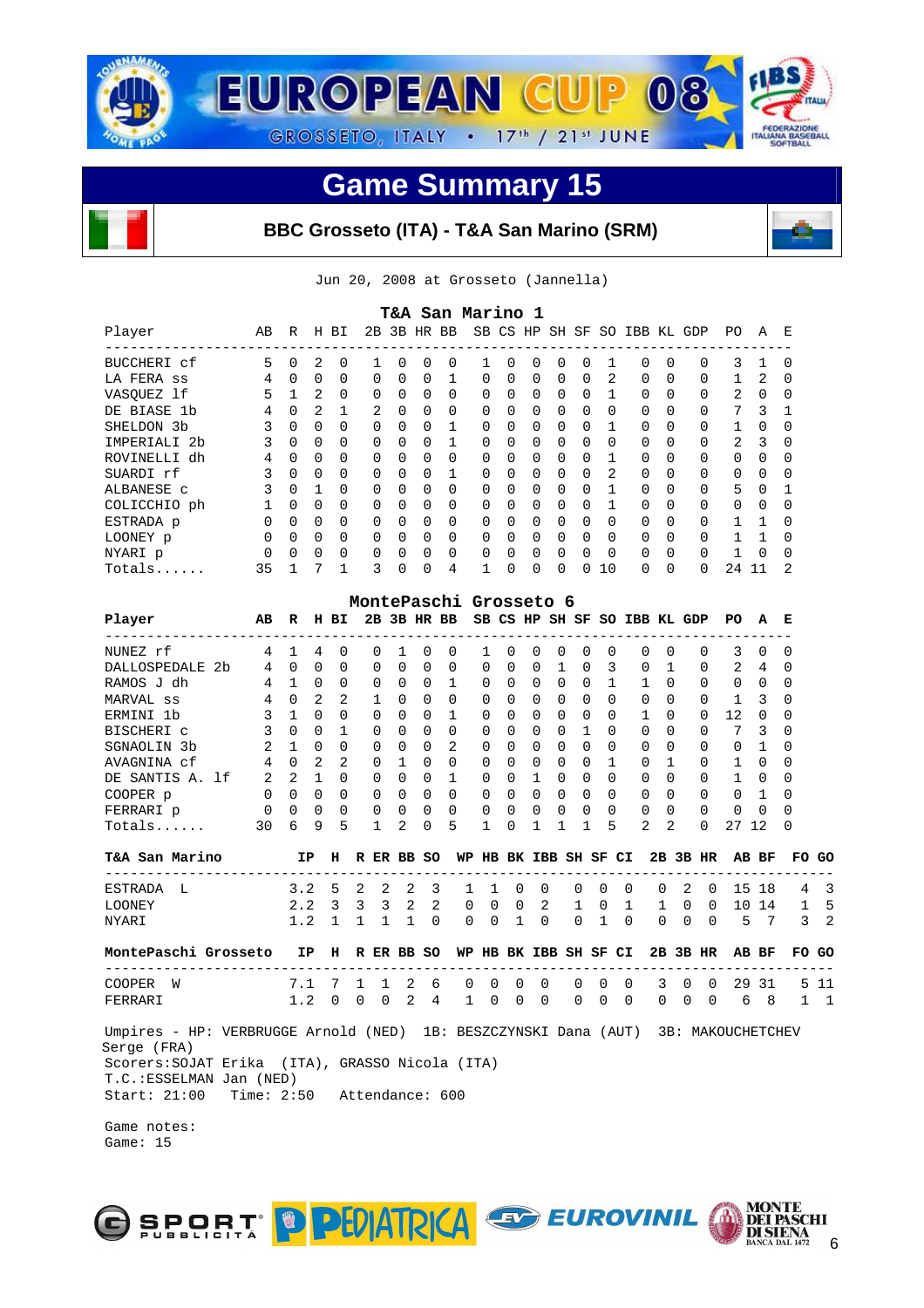# EUROPEAN CUP 08

GROSSETO, ITALY • 17th / 21st JUNE

## Game Summary 15

### BBC Grosseto (ITA) - T&A San Marino (SRM)

Jun 20, 2008 at Grosseto (Jannella)

**T&A San Marino 1**

| Player | AB | R | H | BI | 2B | 3B | HR | BB | SB | CS | HP | SH | SF | SO | IBB | KL | GDP | PO | A | E |
|---|---|---|---|---|---|---|---|---|---|---|---|---|---|---|---|---|---|---|---|---|
| BUCCHERI cf | 5 | 0 | 2 | 0 | 1 | 0 | 0 | 0 | 1 | 0 | 0 | 0 | 0 | 1 | 0 | 0 | 0 | 3 | 1 | 0 |
| LA FERA ss | 4 | 0 | 0 | 0 | 0 | 0 | 0 | 1 | 0 | 0 | 0 | 0 | 0 | 2 | 0 | 0 | 0 | 1 | 2 | 0 |
| VASQUEZ lf | 5 | 1 | 2 | 0 | 0 | 0 | 0 | 0 | 0 | 0 | 0 | 0 | 0 | 1 | 0 | 0 | 0 | 2 | 0 | 0 |
| DE BIASE 1b | 4 | 0 | 2 | 1 | 2 | 0 | 0 | 0 | 0 | 0 | 0 | 0 | 0 | 0 | 0 | 0 | 0 | 7 | 3 | 1 |
| SHELDON 3b | 3 | 0 | 0 | 0 | 0 | 0 | 0 | 1 | 0 | 0 | 0 | 0 | 0 | 1 | 0 | 0 | 0 | 1 | 0 | 0 |
| IMPERIALI 2b | 3 | 0 | 0 | 0 | 0 | 0 | 0 | 1 | 0 | 0 | 0 | 0 | 0 | 0 | 0 | 0 | 0 | 2 | 3 | 0 |
| ROVINELLI dh | 4 | 0 | 0 | 0 | 0 | 0 | 0 | 0 | 0 | 0 | 0 | 0 | 0 | 1 | 0 | 0 | 0 | 0 | 0 | 0 |
| SUARDI rf | 3 | 0 | 0 | 0 | 0 | 0 | 0 | 1 | 0 | 0 | 0 | 0 | 0 | 2 | 0 | 0 | 0 | 0 | 0 | 0 |
| ALBANESE c | 3 | 0 | 1 | 0 | 0 | 0 | 0 | 0 | 0 | 0 | 0 | 0 | 0 | 1 | 0 | 0 | 0 | 5 | 0 | 1 |
| COLICCHIO ph | 1 | 0 | 0 | 0 | 0 | 0 | 0 | 0 | 0 | 0 | 0 | 0 | 0 | 1 | 0 | 0 | 0 | 0 | 0 | 0 |
| ESTRADA p | 0 | 0 | 0 | 0 | 0 | 0 | 0 | 0 | 0 | 0 | 0 | 0 | 0 | 0 | 0 | 0 | 0 | 1 | 1 | 0 |
| LOONEY p | 0 | 0 | 0 | 0 | 0 | 0 | 0 | 0 | 0 | 0 | 0 | 0 | 0 | 0 | 0 | 0 | 0 | 1 | 1 | 0 |
| NYARI p | 0 | 0 | 0 | 0 | 0 | 0 | 0 | 0 | 0 | 0 | 0 | 0 | 0 | 0 | 0 | 0 | 0 | 1 | 0 | 0 |
| Totals...... | 35 | 1 | 7 | 1 | 3 | 0 | 0 | 4 | 1 | 0 | 0 | 0 | 0 | 10 | 0 | 0 | 0 | 24 | 11 | 2 |

**MontePaschi Grosseto 6**

| Player | AB | R | H | BI | 2B | 3B | HR | BB | SB | CS | HP | SH | SF | SO | IBB | KL | GDP | PO | A | E |
|---|---|---|---|---|---|---|---|---|---|---|---|---|---|---|---|---|---|---|---|---|
| NUNEZ rf | 4 | 1 | 4 | 0 | 0 | 1 | 0 | 0 | 1 | 0 | 0 | 0 | 0 | 0 | 0 | 0 | 0 | 3 | 0 | 0 |
| DALLOSPEDALE 2b | 4 | 0 | 0 | 0 | 0 | 0 | 0 | 0 | 0 | 0 | 0 | 1 | 0 | 3 | 0 | 1 | 0 | 2 | 4 | 0 |
| RAMOS J dh | 4 | 1 | 0 | 0 | 0 | 0 | 0 | 1 | 0 | 0 | 0 | 0 | 0 | 1 | 1 | 0 | 0 | 0 | 0 | 0 |
| MARVAL ss | 4 | 0 | 2 | 2 | 1 | 0 | 0 | 0 | 0 | 0 | 0 | 0 | 0 | 0 | 0 | 0 | 0 | 1 | 3 | 0 |
| ERMINI 1b | 3 | 1 | 0 | 0 | 0 | 0 | 0 | 1 | 0 | 0 | 0 | 0 | 0 | 0 | 1 | 0 | 0 | 12 | 0 | 0 |
| BISCHERI c | 3 | 0 | 0 | 1 | 0 | 0 | 0 | 0 | 0 | 0 | 0 | 0 | 1 | 0 | 0 | 0 | 0 | 7 | 3 | 0 |
| SGNAOLIN 3b | 2 | 1 | 0 | 0 | 0 | 0 | 0 | 2 | 0 | 0 | 0 | 0 | 0 | 0 | 0 | 0 | 0 | 0 | 1 | 0 |
| AVAGNINA cf | 4 | 0 | 2 | 2 | 0 | 1 | 0 | 0 | 0 | 0 | 0 | 0 | 0 | 1 | 0 | 1 | 0 | 1 | 0 | 0 |
| DE SANTIS A. lf | 2 | 2 | 1 | 0 | 0 | 0 | 0 | 1 | 0 | 0 | 1 | 0 | 0 | 0 | 0 | 0 | 0 | 1 | 0 | 0 |
| COOPER p | 0 | 0 | 0 | 0 | 0 | 0 | 0 | 0 | 0 | 0 | 0 | 0 | 0 | 0 | 0 | 0 | 0 | 0 | 1 | 0 |
| FERRARI p | 0 | 0 | 0 | 0 | 0 | 0 | 0 | 0 | 0 | 0 | 0 | 0 | 0 | 0 | 0 | 0 | 0 | 0 | 0 | 0 |
| Totals...... | 30 | 6 | 9 | 5 | 1 | 2 | 0 | 5 | 1 | 0 | 1 | 1 | 1 | 5 | 2 | 2 | 0 | 27 | 12 | 0 |

| T&A San Marino | IP | H | R | ER | BB | SO | WP | HB | BK | IBB | SH | SF | CI | 2B | 3B | HR | AB | BF | FO | GO |
|---|---|---|---|---|---|---|---|---|---|---|---|---|---|---|---|---|---|---|---|---|
| ESTRADA L | 3.2 | 5 | 2 | 2 | 2 | 3 | 1 | 1 | 0 | 0 | 0 | 0 | 0 | 0 | 2 | 0 | 15 | 18 | 4 | 3 |
| LOONEY | 2.2 | 3 | 3 | 3 | 2 | 2 | 0 | 0 | 0 | 2 | 1 | 0 | 1 | 1 | 0 | 0 | 10 | 14 | 1 | 5 |
| NYARI | 1.2 | 1 | 1 | 1 | 1 | 0 | 0 | 0 | 1 | 0 | 0 | 1 | 0 | 0 | 0 | 0 | 5 | 7 | 3 | 2 |

| MontePaschi Grosseto | IP | H | R | ER | BB | SO | WP | HB | BK | IBB | SH | SF | CI | 2B | 3B | HR | AB | BF | FO | GO |
|---|---|---|---|---|---|---|---|---|---|---|---|---|---|---|---|---|---|---|---|---|
| COOPER W | 7.1 | 7 | 1 | 1 | 2 | 6 | 0 | 0 | 0 | 0 | 0 | 0 | 0 | 3 | 0 | 0 | 29 | 31 | 5 | 11 |
| FERRARI | 1.2 | 0 | 0 | 0 | 2 | 4 | 1 | 0 | 0 | 0 | 0 | 0 | 0 | 0 | 0 | 0 | 6 | 8 | 1 | 1 |

Umpires - HP: VERBRUGGE Arnold (NED) 1B: BESZCZYNSKI Dana (AUT) 3B: MAKOUCHETCHEV Serge (FRA)
Scorers:SOJAT Erika (ITA), GRASSO Nicola (ITA)
T.C.:ESSELMAN Jan (NED)
Start: 21:00 Time: 2:50 Attendance: 600

Game notes:
Game: 15

SPORT PUBBLICITÀ · PEDIATRICA · EUROVINIL · MONTE DEI PASCHI DI SIENA BANCA DAL 1472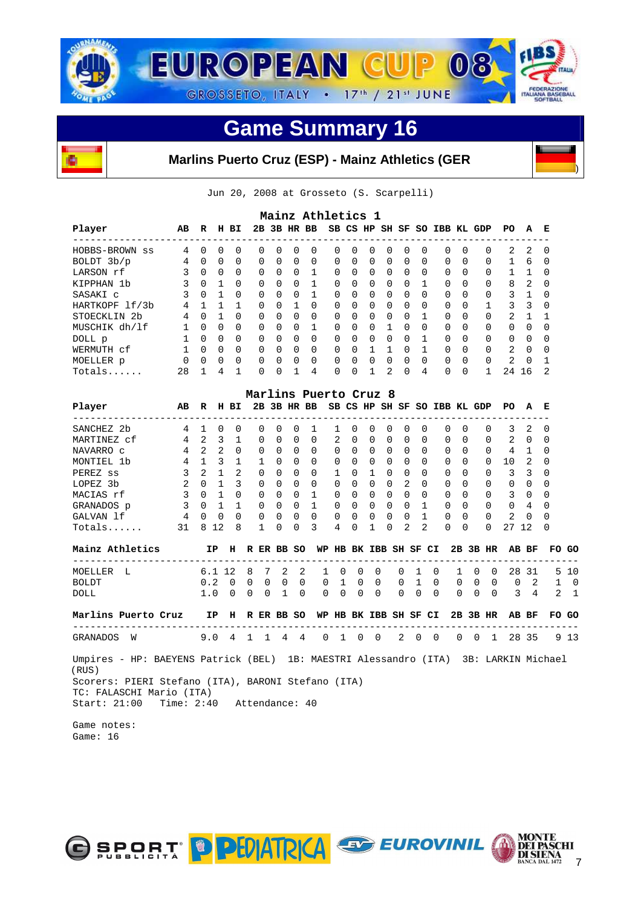# Game Summary 16

**Marlins Puerto Cruz (ESP) - Mainz Athletics (GER)**

Jun 20, 2008 at Grosseto (S. Scarpelli)

## Mainz Athletics 1

| Player | AB | R | H | BI | 2B | 3B | HR | BB | SB | CS | HP | SH | SF | SO | IBB | KL | GDP | PO | A | E |
|---|---|---|---|---|---|---|---|---|---|---|---|---|---|---|---|---|---|---|---|---|
| HOBBS-BROWN ss | 4 | 0 | 0 | 0 | 0 | 0 | 0 | 0 | 0 | 0 | 0 | 0 | 0 | 0 | 0 | 0 | 0 | 2 | 2 | 0 |
| BOLDT 3b/p | 4 | 0 | 0 | 0 | 0 | 0 | 0 | 0 | 0 | 0 | 0 | 0 | 0 | 0 | 0 | 0 | 0 | 1 | 6 | 0 |
| LARSON rf | 3 | 0 | 0 | 0 | 0 | 0 | 0 | 1 | 0 | 0 | 0 | 0 | 0 | 0 | 0 | 0 | 0 | 1 | 1 | 0 |
| KIPPHAN 1b | 3 | 0 | 1 | 0 | 0 | 0 | 0 | 1 | 0 | 0 | 0 | 0 | 0 | 1 | 0 | 0 | 0 | 8 | 2 | 0 |
| SASAKI c | 3 | 0 | 1 | 0 | 0 | 0 | 0 | 1 | 0 | 0 | 0 | 0 | 0 | 0 | 0 | 0 | 0 | 3 | 1 | 0 |
| HARTKOPF lf/3b | 4 | 1 | 1 | 1 | 0 | 0 | 1 | 0 | 0 | 0 | 0 | 0 | 0 | 0 | 0 | 0 | 0 | 3 | 3 | 0 |
| STOECKLIN 2b | 4 | 0 | 1 | 0 | 0 | 0 | 0 | 0 | 0 | 0 | 0 | 0 | 0 | 1 | 0 | 0 | 0 | 2 | 1 | 1 |
| MUSCHIK dh/lf | 1 | 0 | 0 | 0 | 0 | 0 | 0 | 1 | 0 | 0 | 0 | 1 | 0 | 0 | 0 | 0 | 0 | 0 | 0 | 0 |
| DOLL p | 1 | 0 | 0 | 0 | 0 | 0 | 0 | 0 | 0 | 0 | 0 | 0 | 0 | 1 | 0 | 0 | 0 | 0 | 0 | 0 |
| WERMUTH cf | 1 | 0 | 0 | 0 | 0 | 0 | 0 | 0 | 0 | 0 | 1 | 1 | 0 | 1 | 0 | 0 | 0 | 2 | 0 | 0 |
| MOELLER p | 0 | 0 | 0 | 0 | 0 | 0 | 0 | 0 | 0 | 0 | 0 | 0 | 0 | 0 | 0 | 0 | 0 | 2 | 0 | 1 |
| Totals...... | 28 | 1 | 4 | 1 | 0 | 0 | 1 | 4 | 0 | 0 | 1 | 2 | 0 | 4 | 0 | 0 | 1 | 24 | 16 | 2 |

## Marlins Puerto Cruz 8

| Player | AB | R | H | BI | 2B | 3B | HR | BB | SB | CS | HP | SH | SF | SO | IBB | KL | GDP | PO | A | E |
|---|---|---|---|---|---|---|---|---|---|---|---|---|---|---|---|---|---|---|---|---|
| SANCHEZ 2b | 4 | 1 | 0 | 0 | 0 | 0 | 0 | 0 | 1 | 0 | 0 | 0 | 0 | 0 | 0 | 0 | 0 | 3 | 2 | 0 |
| MARTINEZ cf | 4 | 2 | 3 | 1 | 0 | 0 | 0 | 0 | 2 | 0 | 0 | 0 | 0 | 0 | 0 | 0 | 0 | 2 | 0 | 0 |
| NAVARRO c | 4 | 2 | 2 | 0 | 0 | 0 | 0 | 0 | 0 | 0 | 0 | 0 | 0 | 0 | 0 | 0 | 0 | 4 | 1 | 0 |
| MONTIEL 1b | 4 | 1 | 3 | 1 | 1 | 0 | 0 | 0 | 0 | 0 | 0 | 0 | 0 | 0 | 0 | 0 | 0 | 10 | 2 | 0 |
| PEREZ ss | 3 | 2 | 1 | 2 | 0 | 0 | 0 | 0 | 1 | 0 | 1 | 0 | 0 | 0 | 0 | 0 | 0 | 3 | 3 | 0 |
| LOPEZ 3b | 2 | 0 | 1 | 3 | 0 | 0 | 0 | 0 | 0 | 0 | 0 | 0 | 2 | 0 | 0 | 0 | 0 | 0 | 0 | 0 |
| MACIAS rf | 3 | 0 | 1 | 0 | 0 | 0 | 0 | 1 | 0 | 0 | 0 | 0 | 0 | 0 | 0 | 0 | 0 | 3 | 0 | 0 |
| GRANADOS p | 3 | 0 | 1 | 1 | 0 | 0 | 0 | 1 | 0 | 0 | 0 | 0 | 0 | 1 | 0 | 0 | 0 | 0 | 4 | 0 |
| GALVAN lf | 4 | 0 | 0 | 0 | 0 | 0 | 0 | 0 | 0 | 0 | 0 | 0 | 0 | 1 | 0 | 0 | 0 | 2 | 0 | 0 |
| Totals...... | 31 | 8 | 12 | 8 | 1 | 0 | 0 | 3 | 4 | 0 | 1 | 0 | 2 | 2 | 0 | 0 | 0 | 27 | 12 | 0 |

| Mainz Athletics | IP | H | R | ER | BB | SO | WP | HB | BK | IBB | SH | SF | CI | 2B | 3B | HR | AB | BF | FO | GO |
|---|---|---|---|---|---|---|---|---|---|---|---|---|---|---|---|---|---|---|---|---|
| MOELLER L | 6.1 | 12 | 8 | 7 | 2 | 2 | 1 | 0 | 0 | 0 | 0 | 1 | 0 | 1 | 0 | 0 | 28 | 31 | 5 | 10 |
| BOLDT | 0.2 | 0 | 0 | 0 | 0 | 0 | 0 | 1 | 0 | 0 | 0 | 1 | 0 | 0 | 0 | 0 | 0 | 2 | 1 | 0 |
| DOLL | 1.0 | 0 | 0 | 0 | 1 | 0 | 0 | 0 | 0 | 0 | 0 | 0 | 0 | 0 | 0 | 0 | 3 | 4 | 2 | 1 |

| Marlins Puerto Cruz | IP | H | R | ER | BB | SO | WP | HB | BK | IBB | SH | SF | CI | 2B | 3B | HR | AB | BF | FO | GO |
|---|---|---|---|---|---|---|---|---|---|---|---|---|---|---|---|---|---|---|---|---|
| GRANADOS W | 9.0 | 4 | 1 | 1 | 4 | 4 | 0 | 1 | 0 | 0 | 2 | 0 | 0 | 0 | 0 | 1 | 28 | 35 | 9 | 13 |

Umpires - HP: BAEYENS Patrick (BEL) 1B: MAESTRI Alessandro (ITA) 3B: LARKIN Michael (RUS)
Scorers: PIERI Stefano (ITA), BARONI Stefano (ITA)
TC: FALASCHI Mario (ITA)
Start: 21:00 Time: 2:40 Attendance: 40

Game notes:
Game: 16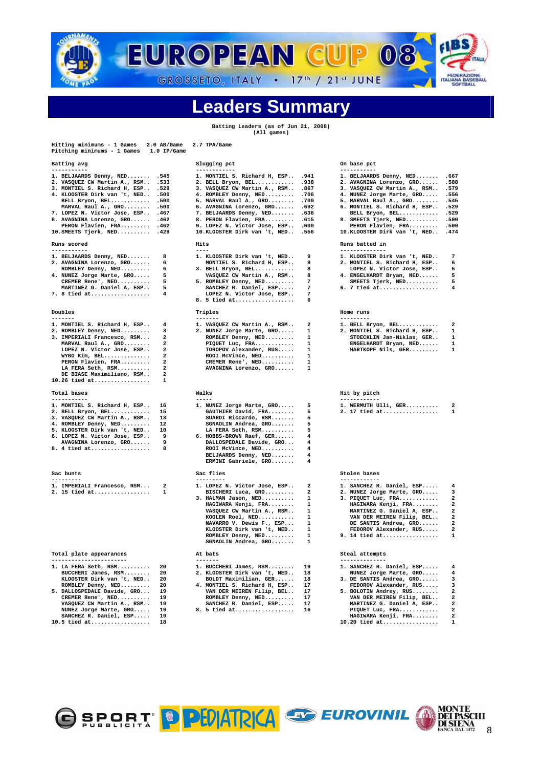# Leaders Summary

Batting Leaders (as of Jun 21, 2008)
(All games)

Hitting minimums - 1 Games 2.0 AB/Game 2.7 TPA/Game
Pitching minimums - 1 Games 1.0 IP/Game

### Batting avg

| Rank | Player | Value |
|---|---|---|
| 1. | BELJAARDS Denny, NED | .545 |
| 2. | VASQUEZ CW Martin A., RSM | .533 |
| 3. | MONTIEL S. Richard H, ESP | .529 |
| 4. | KLOOSTER Dirk van 't, NED | .500 |
| | BELL Bryon, BEL | .500 |
| | MARVAL Raul A., GRO | .500 |
| 7. | LOPEZ N. Victor Jose, ESP | .467 |
| 8. | AVAGNINA Lorenzo, GRO | .462 |
| | PERON Flavien, FRA | .462 |
| 10. | SMEETS Tjerk, NED | .429 |

### Slugging pct

| Rank | Player | Value |
|---|---|---|
| 1. | MONTIEL S. Richard H, ESP | .941 |
| 2. | BELL Bryon, BEL | .938 |
| 3. | VASQUEZ CW Martin A., RSM | .867 |
| 4. | ROMBLEY Denny, NED | .706 |
| 5. | MARVAL Raul A., GRO | .700 |
| 6. | AVAGNINA Lorenzo, GRO | .692 |
| 7. | BELJAARDS Denny, NED | .636 |
| 8. | PERON Flavien, FRA | .615 |
| 9. | LOPEZ N. Victor Jose, ESP | .600 |
| 10. | KLOOSTER Dirk van 't, NED | .556 |

### On base pct

| Rank | Player | Value |
|---|---|---|
| 1. | BELJAARDS Denny, NED | .667 |
| 2. | AVAGNINA Lorenzo, GRO | .588 |
| 3. | VASQUEZ CW Martin A., RSM | .579 |
| 4. | NUNEZ Jorge Marte, GRO | .556 |
| 5. | MARVAL Raul A., GRO | .545 |
| 6. | MONTIEL S. Richard H, ESP | .529 |
| | BELL Bryon, BEL | .529 |
| 8. | SMEETS Tjerk, NED | .500 |
| | PERON Flavien, FRA | .500 |
| 10. | KLOOSTER Dirk van 't, NED | .474 |

### Runs scored

| Rank | Player | Value |
|---|---|---|
| 1. | BELJAARDS Denny, NED | 8 |
| 2. | AVAGNINA Lorenzo, GRO | 6 |
| | ROMBLEY Denny, NED | 6 |
| 4. | NUNEZ Jorge Marte, GRO | 5 |
| | CREMER Rene', NED | 5 |
| | MARTINEZ G. Daniel A, ESP | 5 |
| 7. | 8 tied at | 4 |

### Hits

| Rank | Player | Value |
|---|---|---|
| 1. | KLOOSTER Dirk van 't, NED | 9 |
| | MONTIEL S. Richard H, ESP | 9 |
| 3. | BELL Bryon, BEL | 8 |
| | VASQUEZ CW Martin A., RSM | 8 |
| 5. | ROMBLEY Denny, NED | 7 |
| | SANCHEZ R. Daniel, ESP | 7 |
| | LOPEZ N. Victor Jose, ESP | 7 |
| 8. | 5 tied at | 6 |

### Runs batted in

| Rank | Player | Value |
|---|---|---|
| 1. | KLOOSTER Dirk van 't, NED | 7 |
| 2. | MONTIEL S. Richard H, ESP | 6 |
| | LOPEZ N. Victor Jose, ESP | 6 |
| 4. | ENGELHARDT Bryan, NED | 5 |
| | SMEETS Tjerk, NED | 5 |
| 6. | 7 tied at | 4 |

### Doubles

| Rank | Player | Value |
|---|---|---|
| 1. | MONTIEL S. Richard H, ESP | 4 |
| 2. | ROMBLEY Denny, NED | 3 |
| 3. | IMPERIALI Francesco, RSM | 2 |
| | MARVAL Raul A., GRO | 2 |
| | LOPEZ N. Victor Jose, ESP | 2 |
| | WYBO Kim, BEL | 2 |
| | PERON Flavien, FRA | 2 |
| | LA FERA Seth, RSM | 2 |
| | DE BIASE Maximiliano, RSM | 2 |
| 10. | 26 tied at | 1 |

### Triples

| Rank | Player | Value |
|---|---|---|
| 1. | VASQUEZ CW Martin A., RSM | 2 |
| 2. | NUNEZ Jorge Marte, GRO | 1 |
| | ROMBLEY Denny, NED | 1 |
| | PIQUET Luc, FRA | 1 |
| | TOROPOV Alexander, RUS | 1 |
| | ROOI McVince, NED | 1 |
| | CREMER Rene', NED | 1 |
| | AVAGNINA Lorenzo, GRO | 1 |

### Home runs

| Rank | Player | Value |
|---|---|---|
| 1. | BELL Bryon, BEL | 2 |
| 2. | MONTIEL S. Richard H, ESP | 1 |
| | STOECKLIN Jan-Niklas, GER | 1 |
| | ENGELHARDT Bryan, NED | 1 |
| | HARTKOPF Nils, GER | 1 |

### Total bases

| Rank | Player | Value |
|---|---|---|
| 1. | MONTIEL S. Richard H, ESP | 16 |
| 2. | BELL Bryon, BEL | 15 |
| 3. | VASQUEZ CW Martin A., RSM | 13 |
| 4. | ROMBLEY Denny, NED | 12 |
| 5. | KLOOSTER Dirk van 't, NED | 10 |
| 6. | LOPEZ N. Victor Jose, ESP | 9 |
| | AVAGNINA Lorenzo, GRO | 9 |
| 8. | 4 tied at | 8 |

### Walks

| Rank | Player | Value |
|---|---|---|
| 1. | NUNEZ Jorge Marte, GRO | 5 |
| | GAUTHIER David, FRA | 5 |
| | SUARDI Riccardo, RSM | 5 |
| | SGNAOLIN Andrea, GRO | 5 |
| | LA FERA Seth, RSM | 5 |
| 6. | HOBBS-BROWN Raef, GER | 4 |
| | DALLOSPEDALE Davide, GRO | 4 |
| | ROOI McVince, NED | 4 |
| | BELJAARDS Denny, NED | 4 |
| | ERMINI Gabriele, GRO | 4 |

### Hit by pitch

| Rank | Player | Value |
|---|---|---|
| 1. | WERMUTH Ulli, GER | 2 |
| 2. | 17 tied at | 1 |

### Sac bunts

| Rank | Player | Value |
|---|---|---|
| 1. | IMPERIALI Francesco, RSM | 2 |
| 2. | 15 tied at | 1 |

### Sac flies

| Rank | Player | Value |
|---|---|---|
| 1. | LOPEZ N. Victor Jose, ESP | 2 |
| | BISCHERI Luca, GRO | 2 |
| 3. | HALMAN Jason, NED | 1 |
| | HAGIWARA Kenji, FRA | 1 |
| | VASQUEZ CW Martin A., RSM | 1 |
| | KOOLEN Roel, NED | 1 |
| | NAVARRO V. Dewis F., ESP | 1 |
| | KLOOSTER Dirk van 't, NED | 1 |
| | ROMBLEY Denny, NED | 1 |
| | SGNAOLIN Andrea, GRO | 1 |

### Stolen bases

| Rank | Player | Value |
|---|---|---|
| 1. | SANCHEZ R. Daniel, ESP | 4 |
| 2. | NUNEZ Jorge Marte, GRO | 3 |
| 3. | PIQUET Luc, FRA | 2 |
| | HAGIWARA Kenji, FRA | 2 |
| | MARTINEZ G. Daniel A, ESP | 2 |
| | VAN DER MEIREN Filip, BEL | 2 |
| | DE SANTIS Andrea, GRO | 2 |
| | FEDOROV Alexander, RUS | 2 |
| 9. | 14 tied at | 1 |

### Total plate appearances

| Rank | Player | Value |
|---|---|---|
| 1. | LA FERA Seth, RSM | 20 |
| | BUCCHERI James, RSM | 20 |
| | KLOOSTER Dirk van 't, NED | 20 |
| | ROMBLEY Denny, NED | 20 |
| 5. | DALLOSPEDALE Davide, GRO | 19 |
| | CREMER Rene', NED | 19 |
| | VASQUEZ CW Martin A., RSM | 19 |
| | NUNEZ Jorge Marte, GRO | 19 |
| | SANCHEZ R. Daniel, ESP | 19 |
| 10. | 5 tied at | 18 |

### At bats

| Rank | Player | Value |
|---|---|---|
| 1. | BUCCHERI James, RSM | 19 |
| 2. | KLOOSTER Dirk van 't, NED | 18 |
| | BOLDT Maximilian, GER | 18 |
| 4. | MONTIEL S. Richard H, ESP | 17 |
| | VAN DER MEIREN Filip, BEL | 17 |
| | ROMBLEY Denny, NED | 17 |
| | SANCHEZ R. Daniel, ESP | 17 |
| 8. | 5 tied at | 16 |

### Steal attempts

| Rank | Player | Value |
|---|---|---|
| 1. | SANCHEZ R. Daniel, ESP | 4 |
| | NUNEZ Jorge Marte, GRO | 4 |
| 3. | DE SANTIS Andrea, GRO | 3 |
| | FEDOROV Alexander, RUS | 3 |
| 5. | BOLOTIN Andrey, RUS | 2 |
| | VAN DER MEIREN Filip, BEL | 2 |
| | MARTINEZ G. Daniel A, ESP | 2 |
| | PIQUET Luc, FRA | 2 |
| | HAGIWARA Kenji, FRA | 2 |
| 10. | 20 tied at | 1 |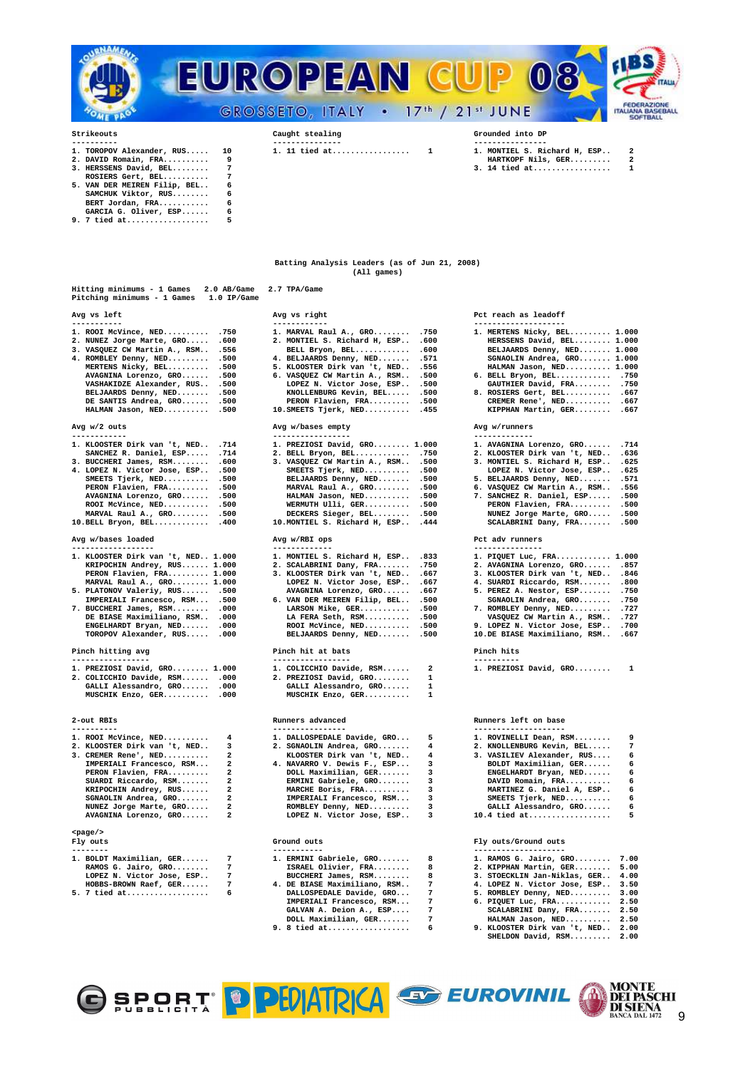# EUROPEAN CUP 08

GROSSETO, ITALY • 17th / 21st JUNE

### Strikeouts

```
1. TOROPOV Alexander, RUS.....  10
2. DAVID Romain, FRA..........   9
3. HERSSENS David, BEL........   7
   ROSIERS Gert, BEL..........   7
5. VAN DER MEIREN Filip, BEL..   6
   SAMCHUK Viktor, RUS........   6
   BERT Jordan, FRA...........   6
   GARCIA G. Oliver, ESP......   6
9. 7 tied at..................   5
```

### Caught stealing

```
1. 11 tied at.................   1
```

### Grounded into DP

```
1. MONTIEL S. Richard H, ESP..   2
   HARTKOPF Nils, GER.........   2
3. 14 tied at.................   1
```

## Batting Analysis Leaders (as of Jun 21, 2008)
(All games)

```
Hitting minimums - 1 Games   2.0 AB/Game   2.7 TPA/Game
Pitching minimums - 1 Games   1.0 IP/Game
```

### Avg vs left

```
1. ROOI McVince, NED..........  .750
2. NUNEZ Jorge Marte, GRO.....  .600
3. VASQUEZ CW Martin A., RSM..  .556
4. ROMBLEY Denny, NED.........  .500
   MERTENS Nicky, BEL.........  .500
   AVAGNINA Lorenzo, GRO......  .500
   VASHAKIDZE Alexander, RUS..  .500
   BELJAARDS Denny, NED.......  .500
   DE SANTIS Andrea, GRO......  .500
   HALMAN Jason, NED..........  .500
```

### Avg vs right

```
1. MARVAL Raul A., GRO........  .750
2. MONTIEL S. Richard H, ESP..  .600
   BELL Bryon, BEL............  .600
4. BELJAARDS Denny, NED.......  .571
5. KLOOSTER Dirk van 't, NED..  .556
6. VASQUEZ CW Martin A., RSM..  .500
   LOPEZ N. Victor Jose, ESP..  .500
   KNOLLENBURG Kevin, BEL.....  .500
   PERON Flavien, FRA.........  .500
10.SMEETS Tjerk, NED..........  .455
```

### Pct reach as leadoff

```
1. MERTENS Nicky, BEL......... 1.000
   HERSSENS David, BEL........ 1.000
   BELJAARDS Denny, NED....... 1.000
   SGNAOLIN Andrea, GRO....... 1.000
   HALMAN Jason, NED.......... 1.000
6. BELL Bryon, BEL............  .750
   GAUTHIER David, FRA........  .750
8. ROSIERS Gert, BEL..........  .667
   CREMER Rene', NED..........  .667
   KIPPHAN Martin, GER........  .667
```

### Avg w/2 outs

```
1. KLOOSTER Dirk van 't, NED..  .714
   SANCHEZ R. Daniel, ESP.....  .714
3. BUCCHERI James, RSM........  .600
4. LOPEZ N. Victor Jose, ESP..  .500
   SMEETS Tjerk, NED..........  .500
   PERON Flavien, FRA.........  .500
   AVAGNINA Lorenzo, GRO......  .500
   ROOI McVince, NED..........  .500
   MARVAL Raul A., GRO........  .500
10.BELL Bryon, BEL............  .400
```

### Avg w/bases empty

```
1. PREZIOSI David, GRO........ 1.000
2. BELL Bryon, BEL............  .750
3. VASQUEZ CW Martin A., RSM..  .500
   SMEETS Tjerk, NED..........  .500
   BELJAARDS Denny, NED.......  .500
   MARVAL Raul A., NED........  .500
   HALMAN Jason, NED..........  .500
   WERMUTH Ulli, GER..........  .500
   DECKERS Sieger, BEL........  .500
10.MONTIEL S. Richard H, ESP..  .444
```

### Avg w/runners

```
1. AVAGNINA Lorenzo, GRO......  .714
2. KLOOSTER Dirk van 't, NED..  .636
3. MONTIEL S. Richard H, ESP..  .625
   LOPEZ N. Victor Jose, ESP..  .625
5. BELJAARDS Denny, NED.......  .571
6. VASQUEZ CW Martin A., RSM..  .556
7. SANCHEZ R. Daniel, ESP.....  .500
   PERON Flavien, FRA.........  .500
   NUNEZ Jorge Marte, GRO.....  .500
   SCALABRINI Dany, FRA.......  .500
```

### Avg w/bases loaded

```
1. KLOOSTER Dirk van 't, NED.. 1.000
   KRIPOCHIN Andrey, RUS...... 1.000
   PERON Flavien, FRA......... 1.000
   MARVAL Raul A., GRO........ 1.000
5. PLATONOV Valeriy, RUS......  .500
   IMPERIALI Francesco, RSM...  .500
7. BUCCHERI James, RSM........  .000
   DE BIASE Maximiliano, RSM..  .000
   ENGELHARDT Bryan, NED......  .000
   TOROPOV Alexander, RUS.....  .000
```

### Avg w/RBI ops

```
1. MONTIEL S. Richard H, ESP..  .833
2. SCALABRINI Dany, FRA.......  .750
3. KLOOSTER Dirk van 't, NED..  .667
   LOPEZ N. Victor Jose, ESP..  .667
   AVAGNINA Lorenzo, GRO......  .667
6. VAN DER MEIREN Filip, BEL..  .500
   LARSON Mike, GER...........  .500
   LA FERA Seth, RSM..........  .500
   ROOI McVince, NED..........  .500
   BELJAARDS Denny, NED.......  .500
```

### Pct adv runners

```
1. PIQUET Luc, FRA............ 1.000
2. AVAGNINA Lorenzo, GRO......  .857
3. KLOOSTER Dirk van 't, NED..  .846
4. SUARDI Riccardo, RSM.......  .800
5. PEREZ A. Nestor, ESP.......  .750
   SGNAOLIN Andrea, GRO.......  .750
7. ROMBLEY Denny, NED.........  .727
   VASQUEZ CW Martin A., RSM..  .727
9. LOPEZ N. Victor Jose, ESP..  .700
10.DE BIASE Maximiliano, RSM..  .667
```

### Pinch hitting avg

```
1. PREZIOSI David, GRO........ 1.000
2. COLICCHIO Davide, RSM......  .000
   GALLI Alessandro, GRO......  .000
   MUSCHIK Enzo, GER..........  .000
```

### Pinch hit at bats

```
1. COLICCHIO Davide, RSM......   2
2. PREZIOSI David, GRO........   1
   GALLI Alessandro, GRO......   1
   MUSCHIK Enzo, GER..........   1
```

### Pinch hits

```
1. PREZIOSI David, GRO........   1
```

### 2-out RBIs

```
1. ROOI McVince, NED..........   4
2. KLOOSTER Dirk van 't, NED..   3
3. CREMER Rene', NED..........   2
   IMPERIALI Francesco, RSM...   2
   PERON Flavien, FRA.........   2
   SUARDI Riccardo, RSM.......   2
   KRIPOCHIN Andrey, RUS......   2
   SGNAOLIN Andrea, GRO.......   2
   NUNEZ Jorge Marte, GRO.....   2
   AVAGNINA Lorenzo, GRO......   2
```

### Runners advanced

```
1. DALLOSPEDALE Davide, GRO...   5
2. SGNAOLIN Andrea, GRO.......   4
   KLOOSTER Dirk van 't, NED..   4
4. NAVARRO V. Dewis F., ESP...   3
   DOLL Maximilian, GER.......   3
   ERMINI Gabriele, GRO.......   3
   MARCHE Boris, FRA..........   3
   IMPERIALI Francesco, RSM...   3
   ROMBLEY Denny, NED.........   3
   LOPEZ N. Victor Jose, ESP..   3
```

### Runners left on base

```
1. ROVINELLI Dean, RSM........   9
2. KNOLLENBURG Kevin, BEL.....   7
3. VASILIEV Alexander, RUS....   6
   BOLDT Maximilian, GER......   6
   ENGELHARDT Bryan, NED......   6
   DAVID Romain, FRA..........   6
   MARTINEZ G. Daniel A, ESP..   6
   SMEETS Tjerk, NED..........   6
   GALLI Alessandro, GRO......   6
10.4 tied at..................   5
```

### Fly outs

```
1. BOLDT Maximilian, GER......   7
   RAMOS G. Jairo, GRO........   7
   LOPEZ N. Victor Jose, ESP..   7
   HOBBS-BROWN Raef, GER......   7
5. 7 tied at..................   6
```

### Ground outs

```
1. ERMINI Gabriele, GRO.......   8
   ISRAEL Olivier, FRA........   8
   BUCCHERI James, RSM........   8
4. DE BIASE Maximiliano, RSM..   7
   DALLOSPEDALE Davide, GRO...   7
   IMPERIALI Francesco, RSM...   7
   GALVAN A. Deion A., ESP....   7
   DOLL Maximilian, GER.......   7
9. 8 tied at..................   6
```

### Fly outs/Ground outs

```
1. RAMOS G. Jairo, GRO........ 7.00
2. KIPPHAN Martin, GER........ 5.00
3. STOECKLIN Jan-Niklas, GER.. 4.00
4. LOPEZ N. Victor Jose, ESP.. 3.50
5. ROMBLEY Denny, NED......... 3.00
6. PIQUET Luc, FRA............ 2.50
   SCALABRINI Dany, FRA....... 2.50
   HALMAN Jason, NED.......... 2.50
9. KLOOSTER Dirk van 't, NED.. 2.00
   SHELDON David, RSM......... 2.00
```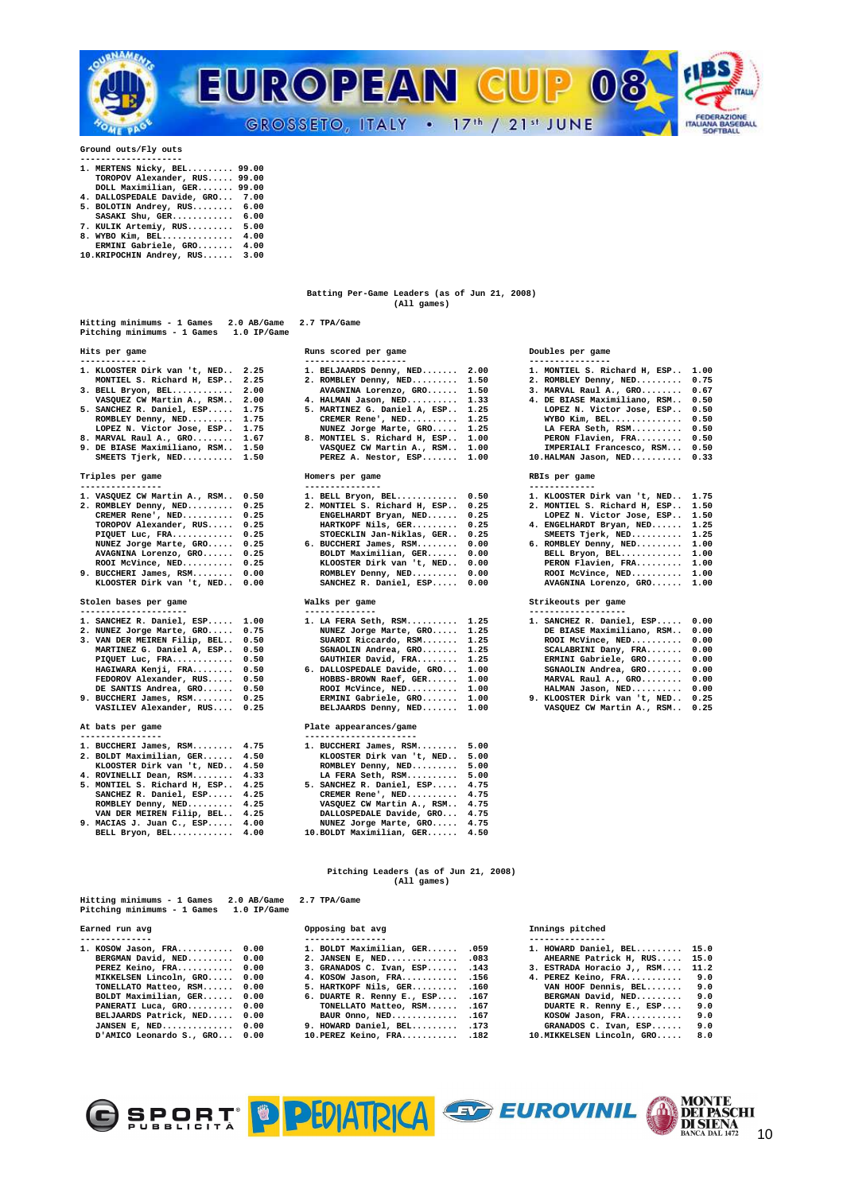## Ground outs/Fly outs

| Rank | Player | Value |
|---|---|---|
| 1. | MERTENS Nicky, BEL | 99.00 |
| | TOROPOV Alexander, RUS | 99.00 |
| | DOLL Maximilian, GER | 99.00 |
| 4. | DALLOSPEDALE Davide, GRO | 7.00 |
| 5. | BOLOTIN Andrey, RUS | 6.00 |
| | SASAKI Shu, GER | 6.00 |
| 7. | KULIK Artemiy, RUS | 5.00 |
| 8. | WYBO Kim, BEL | 4.00 |
| | ERMINI Gabriele, GRO | 4.00 |
| 10. | KRIPOCHIN Andrey, RUS | 3.00 |

## Batting Per-Game Leaders (as of Jun 21, 2008)
(All games)

Hitting minimums - 1 Games 2.0 AB/Game 2.7 TPA/Game
Pitching minimums - 1 Games 1.0 IP/Game

### Hits per game

| Rank | Player | Value |
|---|---|---|
| 1. | KLOOSTER Dirk van 't, NED | 2.25 |
| | MONTIEL S. Richard H, ESP | 2.25 |
| 3. | BELL Bryon, BEL | 2.00 |
| | VASQUEZ CW Martin A., RSM | 2.00 |
| 5. | SANCHEZ R. Daniel, ESP | 1.75 |
| | ROMBLEY Denny, NED | 1.75 |
| | LOPEZ N. Victor Jose, ESP | 1.75 |
| 8. | MARVAL Raul A., GRO | 1.67 |
| 9. | DE BIASE Maximiliano, RSM | 1.50 |
| | SMEETS Tjerk, NED | 1.50 |

### Runs scored per game

| Rank | Player | Value |
|---|---|---|
| 1. | BELJAARDS Denny, NED | 2.00 |
| 2. | ROMBLEY Denny, NED | 1.50 |
| | AVAGNINA Lorenzo, GRO | 1.50 |
| 4. | HALMAN Jason, NED | 1.33 |
| 5. | MARTINEZ G. Daniel A, ESP | 1.25 |
| | CREMER Rene', NED | 1.25 |
| | NUNEZ Jorge Marte, GRO | 1.25 |
| 8. | MONTIEL S. Richard H, ESP | 1.00 |
| | VASQUEZ CW Martin A., RSM | 1.00 |
| | PEREZ A. Nestor, ESP | 1.00 |

### Doubles per game

| Rank | Player | Value |
|---|---|---|
| 1. | MONTIEL S. Richard H, ESP | 1.00 |
| 2. | ROMBLEY Denny, NED | 0.75 |
| 3. | MARVAL Raul A., GRO | 0.67 |
| 4. | DE BIASE Maximiliano, RSM | 0.50 |
| | LOPEZ N. Victor Jose, ESP | 0.50 |
| | WYBO Kim, BEL | 0.50 |
| | LA FERA Seth, RSM | 0.50 |
| | PERON Flavien, FRA | 0.50 |
| | IMPERIALI Francesco, RSM | 0.50 |
| 10. | HALMAN Jason, NED | 0.33 |

### Triples per game

| Rank | Player | Value |
|---|---|---|
| 1. | VASQUEZ CW Martin A., RSM | 0.50 |
| 2. | ROMBLEY Denny, NED | 0.25 |
| | CREMER Rene', NED | 0.25 |
| | TOROPOV Alexander, RUS | 0.25 |
| | PIQUET Luc, FRA | 0.25 |
| | NUNEZ Jorge Marte, GRO | 0.25 |
| | AVAGNINA Lorenzo, GRO | 0.25 |
| | ROOI McVince, NED | 0.25 |
| 9. | BUCCHERI James, RSM | 0.00 |
| | KLOOSTER Dirk van 't, NED | 0.00 |

### Homers per game

| Rank | Player | Value |
|---|---|---|
| 1. | BELL Bryon, BEL | 0.50 |
| 2. | MONTIEL S. Richard H, ESP | 0.25 |
| | ENGELHARDT Bryan, NED | 0.25 |
| | HARTKOPF Nils, GER | 0.25 |
| | STOECKLIN Jan-Niklas, GER | 0.25 |
| 6. | BUCCHERI James, RSM | 0.00 |
| | BOLDT Maximilian, GER | 0.00 |
| | KLOOSTER Dirk van 't, NED | 0.00 |
| | ROMBLEY Denny, NED | 0.00 |
| | SANCHEZ R. Daniel, ESP | 0.00 |

### RBIs per game

| Rank | Player | Value |
|---|---|---|
| 1. | KLOOSTER Dirk van 't, NED | 1.75 |
| 2. | MONTIEL S. Richard H, ESP | 1.50 |
| | LOPEZ N. Victor Jose, ESP | 1.50 |
| 4. | ENGELHARDT Bryan, NED | 1.25 |
| | SMEETS Tjerk, NED | 1.25 |
| 6. | ROMBLEY Denny, NED | 1.00 |
| | BELL Bryon, BEL | 1.00 |
| | PERON Flavien, FRA | 1.00 |
| | ROOI McVince, NED | 1.00 |
| | AVAGNINA Lorenzo, GRO | 1.00 |

### Stolen bases per game

| Rank | Player | Value |
|---|---|---|
| 1. | SANCHEZ R. Daniel, ESP | 1.00 |
| 2. | NUNEZ Jorge Marte, GRO | 0.75 |
| 3. | VAN DER MEIREN Filip, BEL | 0.50 |
| | MARTINEZ G. Daniel A, ESP | 0.50 |
| | PIQUET Luc, FRA | 0.50 |
| | HAGIWARA Kenji, FRA | 0.50 |
| | FEDOROV Alexander, RUS | 0.50 |
| | DE SANTIS Andrea, GRO | 0.50 |
| 9. | BUCCHERI James, RSM | 0.25 |
| | VASILIEV Alexander, RUS | 0.25 |

### Walks per game

| Rank | Player | Value |
|---|---|---|
| 1. | LA FERA Seth, RSM | 1.25 |
| | NUNEZ Jorge Marte, GRO | 1.25 |
| | SUARDI Riccardo, RSM | 1.25 |
| | SGNAOLIN Andrea, GRO | 1.25 |
| | GAUTHIER David, FRA | 1.25 |
| 6. | DALLOSPEDALE Davide, GRO | 1.00 |
| | HOBBS-BROWN Raef, GER | 1.00 |
| | ROOI McVince, NED | 1.00 |
| | ERMINI Gabriele, GRO | 1.00 |
| | BELJAARDS Denny, NED | 1.00 |

### Strikeouts per game

| Rank | Player | Value |
|---|---|---|
| 1. | SANCHEZ R. Daniel, ESP | 0.00 |
| | DE BIASE Maximiliano, RSM | 0.00 |
| | ROOI McVince, NED | 0.00 |
| | SCALABRINI Dany, FRA | 0.00 |
| | ERMINI Gabriele, GRO | 0.00 |
| | SGNAOLIN Andrea, GRO | 0.00 |
| | MARVAL Raul A., GRO | 0.00 |
| | HALMAN Jason, NED | 0.00 |
| 9. | KLOOSTER Dirk van 't, NED | 0.25 |
| | VASQUEZ CW Martin A., RSM | 0.25 |

### At bats per game

| Rank | Player | Value |
|---|---|---|
| 1. | BUCCHERI James, RSM | 4.75 |
| 2. | BOLDT Maximilian, GER | 4.50 |
| | KLOOSTER Dirk van 't, NED | 4.50 |
| 4. | ROVINELLI Dean, RSM | 4.33 |
| 5. | MONTIEL S. Richard H, ESP | 4.25 |
| | SANCHEZ R. Daniel, ESP | 4.25 |
| | ROMBLEY Denny, NED | 4.25 |
| | VAN DER MEIREN Filip, BEL | 4.25 |
| 9. | MACIAS J. Juan C., ESP | 4.00 |
| | BELL Bryon, BEL | 4.00 |

### Plate appearances/game

| Rank | Player | Value |
|---|---|---|
| 1. | BUCCHERI James, RSM | 5.00 |
| | KLOOSTER Dirk van 't, NED | 5.00 |
| | ROMBLEY Denny, NED | 5.00 |
| | LA FERA Seth, RSM | 5.00 |
| 5. | SANCHEZ R. Daniel, ESP | 4.75 |
| | CREMER Rene', NED | 4.75 |
| | VASQUEZ CW Martin A., RSM | 4.75 |
| | DALLOSPEDALE Davide, GRO | 4.75 |
| | NUNEZ Jorge Marte, GRO | 4.75 |
| 10. | BOLDT Maximilian, GER | 4.50 |

## Pitching Leaders (as of Jun 21, 2008)
(All games)

Hitting minimums - 1 Games 2.0 AB/Game 2.7 TPA/Game
Pitching minimums - 1 Games 1.0 IP/Game

### Earned run avg

| Rank | Player | Value |
|---|---|---|
| 1. | KOSOW Jason, FRA | 0.00 |
| | BERGMAN David, NED | 0.00 |
| | PEREZ Keino, FRA | 0.00 |
| | MIKKELSEN Lincoln, GRO | 0.00 |
| | TONELLATO Matteo, RSM | 0.00 |
| | BOLDT Maximilian, GER | 0.00 |
| | PANERATI Luca, GRO | 0.00 |
| | BELJAARDS Patrick, NED | 0.00 |
| | JANSEN E, NED | 0.00 |
| | D'AMICO Leonardo S., GRO | 0.00 |

### Opposing bat avg

| Rank | Player | Value |
|---|---|---|
| 1. | BOLDT Maximilian, GER | .059 |
| 2. | JANSEN E, NED | .083 |
| 3. | GRANADOS C. Ivan, ESP | .143 |
| 4. | KOSOW Jason, FRA | .156 |
| 5. | HARTKOPF Nils, GER | .160 |
| 6. | DUARTE R. Renny E., ESP | .167 |
| | TONELLATO Matteo, RSM | .167 |
| | BAUR Onno, NED | .167 |
| 9. | HOWARD Daniel, BEL | .173 |
| 10. | PEREZ Keino, FRA | .182 |

### Innings pitched

| Rank | Player | Value |
|---|---|---|
| 1. | HOWARD Daniel, BEL | 15.0 |
| | AHEARNE Patrick H, RUS | 15.0 |
| 3. | ESTRADA Horacio J,, RSM | 11.2 |
| 4. | PEREZ Keino, FRA | 9.0 |
| | VAN HOOF Dennis, BEL | 9.0 |
| | BERGMAN David, NED | 9.0 |
| | DUARTE R. Renny E., ESP | 9.0 |
| | KOSOW Jason, FRA | 9.0 |
| | GRANADOS C. Ivan, ESP | 9.0 |
| 10. | MIKKELSEN Lincoln, GRO | 8.0 |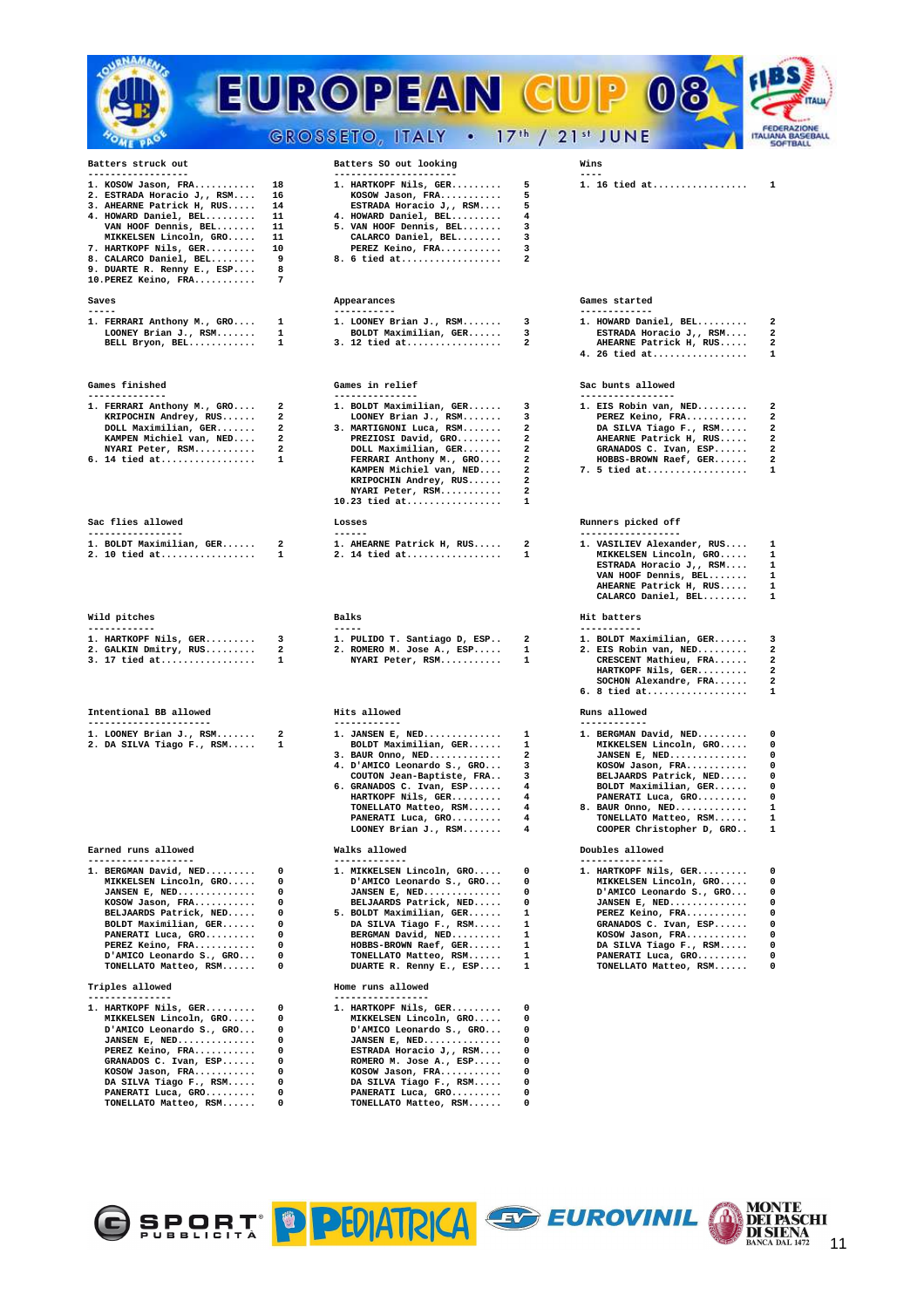# EUROPEAN CUP 08

GROSSETO, ITALY • 17th / 21st JUNE

### Batters struck out

| Rank | Player | Total |
|---|---|---|
| 1. | KOSOW Jason, FRA | 18 |
| 2. | ESTRADA Horacio J., RSM | 16 |
| 3. | AHEARNE Patrick H, RUS | 14 |
| 4. | HOWARD Daniel, BEL | 11 |
| | VAN HOOF Dennis, BEL | 11 |
| | MIKKELSEN Lincoln, GRO | 11 |
| 7. | HARTKOPF Nils, GER | 10 |
| 8. | CALARCO Daniel, BEL | 9 |
| 9. | DUARTE R. Renny E., ESP | 8 |
| 10. | PEREZ Keino, FRA | 7 |

### Batters SO out looking

| Rank | Player | Total |
|---|---|---|
| 1. | HARTKOPF Nils, GER | 5 |
| | KOSOW Jason, FRA | 5 |
| | ESTRADA Horacio J., RSM | 5 |
| 4. | HOWARD Daniel, BEL | 4 |
| 5. | VAN HOOF Dennis, BEL | 3 |
| | CALARCO Daniel, BEL | 3 |
| | PEREZ Keino, FRA | 3 |
| 8. | 6 tied at | 2 |

### Wins

| Rank | Player | Total |
|---|---|---|
| 1. | 16 tied at | 1 |

### Saves

| Rank | Player | Total |
|---|---|---|
| 1. | FERRARI Anthony M., GRO | 1 |
| | LOONEY Brian J., RSM | 1 |
| | BELL Bryon, BEL | 1 |

### Appearances

| Rank | Player | Total |
|---|---|---|
| 1. | LOONEY Brian J., RSM | 3 |
| | BOLDT Maximilian, GER | 3 |
| 3. | 12 tied at | 2 |

### Games started

| Rank | Player | Total |
|---|---|---|
| 1. | HOWARD Daniel, BEL | 2 |
| | ESTRADA Horacio J., RSM | 2 |
| | AHEARNE Patrick H, RUS | 2 |
| 4. | 26 tied at | 1 |

### Games finished

| Rank | Player | Total |
|---|---|---|
| 1. | FERRARI Anthony M., GRO | 2 |
| | KRIPOCHIN Andrey, RUS | 2 |
| | DOLL Maximilian, GER | 2 |
| | KAMPEN Michiel van, NED | 2 |
| | NYARI Peter, RSM | 2 |
| 6. | 14 tied at | 1 |

### Games in relief

| Rank | Player | Total |
|---|---|---|
| 1. | BOLDT Maximilian, GER | 3 |
| | LOONEY Brian J., RSM | 3 |
| 3. | MARTIGNONI Luca, RSM | 2 |
| | PREZIOSI David, GRO | 2 |
| | DOLL Maximilian, GER | 2 |
| | FERRARI Anthony M., GRO | 2 |
| | KAMPEN Michiel van, NED | 2 |
| | KRIPOCHIN Andrey, RUS | 2 |
| | NYARI Peter, RSM | 2 |
| 10. | 23 tied at | 1 |

### Sac bunts allowed

| Rank | Player | Total |
|---|---|---|
| 1. | EIS Robin van, NED | 2 |
| | PEREZ Keino, FRA | 2 |
| | DA SILVA Tiago F., RSM | 2 |
| | AHEARNE Patrick H, RUS | 2 |
| | GRANADOS C. Ivan, ESP | 2 |
| | HOBBS-BROWN Raef, GER | 2 |
| 7. | 5 tied at | 1 |

### Sac flies allowed

| Rank | Player | Total |
|---|---|---|
| 1. | BOLDT Maximilian, GER | 2 |
| 2. | 10 tied at | 1 |

### Losses

| Rank | Player | Total |
|---|---|---|
| 1. | AHEARNE Patrick H, RUS | 2 |
| 2. | 14 tied at | 1 |

### Runners picked off

| Rank | Player | Total |
|---|---|---|
| 1. | VASILIEV Alexander, RUS | 1 |
| | MIKKELSEN Lincoln, GRO | 1 |
| | ESTRADA Horacio J., RSM | 1 |
| | VAN HOOF Dennis, BEL | 1 |
| | AHEARNE Patrick H, RUS | 1 |
| | CALARCO Daniel, BEL | 1 |

### Wild pitches

| Rank | Player | Total |
|---|---|---|
| 1. | HARTKOPF Nils, GER | 3 |
| 2. | GALKIN Dmitry, RUS | 2 |
| 3. | 17 tied at | 1 |

### Balks

| Rank | Player | Total |
|---|---|---|
| 1. | PULIDO T. Santiago D, ESP | 2 |
| 2. | ROMERO M. Jose A., ESP | 1 |
| | NYARI Peter, RSM | 1 |

### Hit batters

| Rank | Player | Total |
|---|---|---|
| 1. | BOLDT Maximilian, GER | 3 |
| 2. | EIS Robin van, NED | 2 |
| | CRESCENT Mathieu, FRA | 2 |
| | HARTKOPF Nils, GER | 2 |
| | SOCHON Alexandre, FRA | 2 |
| 6. | 8 tied at | 1 |

### Intentional BB allowed

| Rank | Player | Total |
|---|---|---|
| 1. | LOONEY Brian J., RSM | 2 |
| 2. | DA SILVA Tiago F., RSM | 1 |

### Hits allowed

| Rank | Player | Total |
|---|---|---|
| 1. | JANSEN E, NED | 1 |
| | BOLDT Maximilian, GER | 1 |
| 3. | BAUR Onno, NED | 2 |
| 4. | D'AMICO Leonardo S., GRO | 3 |
| | COUTON Jean-Baptiste, FRA | 3 |
| 6. | GRANADOS C. Ivan, ESP | 4 |
| | HARTKOPF Nils, GER | 4 |
| | TONELLATO Matteo, RSM | 4 |
| | PANERATI Luca, GRO | 4 |
| | LOONEY Brian J., RSM | 4 |

### Runs allowed

| Rank | Player | Total |
|---|---|---|
| 1. | BERGMAN David, NED | 0 |
| | MIKKELSEN Lincoln, GRO | 0 |
| | JANSEN E, NED | 0 |
| | KOSOW Jason, FRA | 0 |
| | BELJAARDS Patrick, NED | 0 |
| | BOLDT Maximilian, GER | 0 |
| | PANERATI Luca, GRO | 0 |
| 8. | BAUR Onno, NED | 1 |
| | TONELLATO Matteo, RSM | 1 |
| | COOPER Christopher D, GRO | 1 |

### Earned runs allowed

| Rank | Player | Total |
|---|---|---|
| 1. | BERGMAN David, NED | 0 |
| | MIKKELSEN Lincoln, GRO | 0 |
| | JANSEN E, NED | 0 |
| | KOSOW Jason, FRA | 0 |
| | BELJAARDS Patrick, NED | 0 |
| | BOLDT Maximilian, GER | 0 |
| | PANERATI Luca, GRO | 0 |
| | PEREZ Keino, FRA | 0 |
| | D'AMICO Leonardo S., GRO | 0 |
| | TONELLATO Matteo, RSM | 0 |

### Walks allowed

| Rank | Player | Total |
|---|---|---|
| 1. | MIKKELSEN Lincoln, GRO | 0 |
| | D'AMICO Leonardo S., GRO | 0 |
| | JANSEN E, NED | 0 |
| | BELJAARDS Patrick, NED | 0 |
| 5. | BOLDT Maximilian, GER | 1 |
| | DA SILVA Tiago F., RSM | 1 |
| | BERGMAN David, NED | 1 |
| | HOBBS-BROWN Raef, GER | 1 |
| | TONELLATO Matteo, RSM | 1 |
| | DUARTE R. Renny E., ESP | 1 |

### Doubles allowed

| Rank | Player | Total |
|---|---|---|
| 1. | HARTKOPF Nils, GER | 0 |
| | MIKKELSEN Lincoln, GRO | 0 |
| | D'AMICO Leonardo S., GRO | 0 |
| | JANSEN E, NED | 0 |
| | PEREZ Keino, FRA | 0 |
| | GRANADOS C. Ivan, ESP | 0 |
| | KOSOW Jason, FRA | 0 |
| | DA SILVA Tiago F., RSM | 0 |
| | PANERATI Luca, GRO | 0 |
| | TONELLATO Matteo, RSM | 0 |

### Triples allowed

| Rank | Player | Total |
|---|---|---|
| 1. | HARTKOPF Nils, GER | 0 |
| | MIKKELSEN Lincoln, GRO | 0 |
| | D'AMICO Leonardo S., GRO | 0 |
| | JANSEN E, NED | 0 |
| | PEREZ Keino, FRA | 0 |
| | GRANADOS C. Ivan, ESP | 0 |
| | KOSOW Jason, FRA | 0 |
| | DA SILVA Tiago F., RSM | 0 |
| | PANERATI Luca, GRO | 0 |
| | TONELLATO Matteo, RSM | 0 |

### Home runs allowed

| Rank | Player | Total |
|---|---|---|
| 1. | HARTKOPF Nils, GER | 0 |
| | MIKKELSEN Lincoln, GRO | 0 |
| | D'AMICO Leonardo S., GRO | 0 |
| | JANSEN E, NED | 0 |
| | ESTRADA Horacio J., RSM | 0 |
| | ROMERO M. Jose A., ESP | 0 |
| | KOSOW Jason, FRA | 0 |
| | DA SILVA Tiago F., RSM | 0 |
| | PANERATI Luca, GRO | 0 |
| | TONELLATO Matteo, RSM | 0 |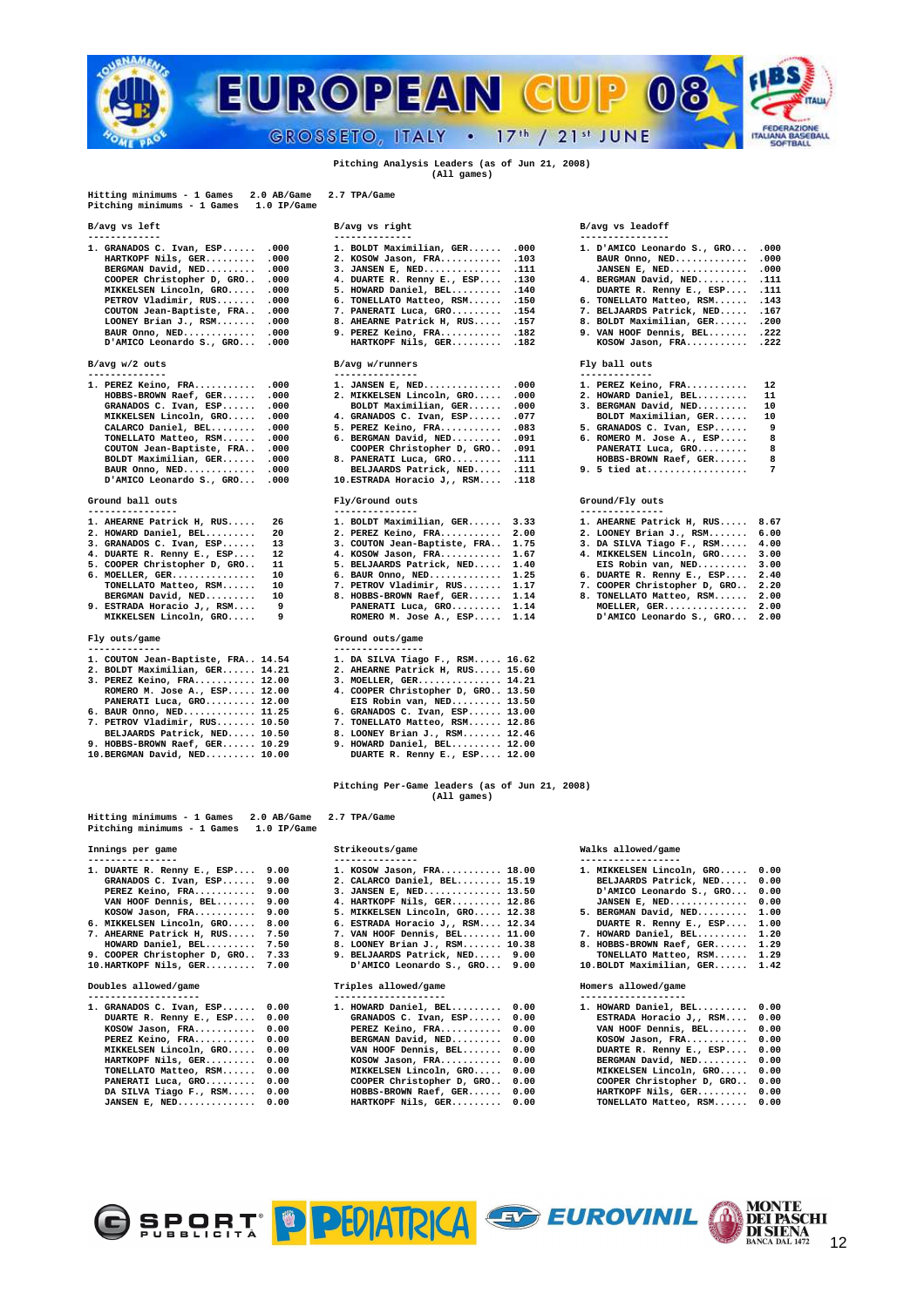**Pitching Analysis Leaders (as of Jun 21, 2008)**
**(All games)**

Hitting minimums - 1 Games 2.0 AB/Game 2.7 TPA/Game
Pitching minimums - 1 Games 1.0 IP/Game

### B/avg vs left

| Rank | Player | Value |
|---|---|---|
| 1. | GRANADOS C. Ivan, ESP | .000 |
| | HARTKOPF Nils, GER | .000 |
| | BERGMAN David, NED | .000 |
| | COOPER Christopher D, GRO | .000 |
| | MIKKELSEN Lincoln, GRO | .000 |
| | PETROV Vladimir, RUS | .000 |
| | COUTON Jean-Baptiste, FRA | .000 |
| | LOONEY Brian J., RSM | .000 |
| | BAUR Onno, NED | .000 |
| | D'AMICO Leonardo S., GRO | .000 |

### B/avg vs right

| Rank | Player | Value |
|---|---|---|
| 1. | BOLDT Maximilian, GER | .000 |
| 2. | KOSOW Jason, FRA | .103 |
| 3. | JANSEN E, NED | .111 |
| 4. | DUARTE R. Renny E., ESP | .130 |
| 5. | HOWARD Daniel, BEL | .140 |
| 6. | TONELLATO Matteo, RSM | .150 |
| 7. | PANERATI Luca, GRO | .154 |
| 8. | AHEARNE Patrick H, RUS | .157 |
| 9. | PEREZ Keino, FRA | .182 |
| | HARTKOPF Nils, GER | .182 |

### B/avg vs leadoff

| Rank | Player | Value |
|---|---|---|
| 1. | D'AMICO Leonardo S., GRO | .000 |
| | BAUR Onno, NED | .000 |
| | JANSEN E, NED | .000 |
| 4. | BERGMAN David, NED | .111 |
| | DUARTE R. Renny E., ESP | .111 |
| 6. | TONELLATO Matteo, RSM | .143 |
| 7. | BELJAARDS Patrick, NED | .167 |
| 8. | BOLDT Maximilian, GER | .200 |
| 9. | VAN HOOF Dennis, BEL | .222 |
| | KOSOW Jason, FRA | .222 |

### B/avg w/2 outs

| Rank | Player | Value |
|---|---|---|
| 1. | PEREZ Keino, FRA | .000 |
| | HOBBS-BROWN Raef, GER | .000 |
| | GRANADOS C. Ivan, ESP | .000 |
| | MIKKELSEN Lincoln, GRO | .000 |
| | CALARCO Daniel, BEL | .000 |
| | TONELLATO Matteo, RSM | .000 |
| | COUTON Jean-Baptiste, FRA | .000 |
| | BOLDT Maximilian, GER | .000 |
| | BAUR Onno, NED | .000 |
| | D'AMICO Leonardo S., GRO | .000 |

### B/avg w/runners

| Rank | Player | Value |
|---|---|---|
| 1. | JANSEN E, NED | .000 |
| 2. | MIKKELSEN Lincoln, GRO | .000 |
| | BOLDT Maximilian, GER | .000 |
| 4. | GRANADOS C. Ivan, ESP | .077 |
| 5. | PEREZ Keino, FRA | .083 |
| 6. | BERGMAN David, NED | .091 |
| | COOPER Christopher D, GRO | .091 |
| 8. | PANERATI Luca, GRO | .111 |
| | BELJAARDS Patrick, NED | .111 |
| 10. | ESTRADA Horacio J., RSM | .118 |

### Fly ball outs

| Rank | Player | Value |
|---|---|---|
| 1. | PEREZ Keino, FRA | 12 |
| 2. | HOWARD Daniel, BEL | 11 |
| 3. | BERGMAN David, NED | 10 |
| | BOLDT Maximilian, GER | 10 |
| 5. | GRANADOS C. Ivan, ESP | 9 |
| 6. | ROMERO M. Jose A., ESP | 8 |
| | PANERATI Luca, GRO | 8 |
| | HOBBS-BROWN Raef, GER | 8 |
| 9. | 5 tied at | 7 |

### Ground ball outs

| Rank | Player | Value |
|---|---|---|
| 1. | AHEARNE Patrick H, RUS | 26 |
| 2. | HOWARD Daniel, BEL | 20 |
| 3. | GRANADOS C. Ivan, ESP | 13 |
| 4. | DUARTE R. Renny E., ESP | 12 |
| 5. | COOPER Christopher D, GRO | 11 |
| 6. | MOELLER, GER | 10 |
| | TONELLATO Matteo, RSM | 10 |
| | BERGMAN David, NED | 10 |
| 9. | ESTRADA Horacio J., RSM | 9 |
| | MIKKELSEN Lincoln, GRO | 9 |

### Fly/Ground outs

| Rank | Player | Value |
|---|---|---|
| 1. | BOLDT Maximilian, GER | 3.33 |
| 2. | PEREZ Keino, FRA | 2.00 |
| 3. | COUTON Jean-Baptiste, FRA | 1.75 |
| 4. | KOSOW Jason, FRA | 1.67 |
| 5. | BELJAARDS Patrick, NED | 1.40 |
| 6. | BAUR Onno, NED | 1.25 |
| 7. | PETROV Vladimir, RUS | 1.17 |
| 8. | HOBBS-BROWN Raef, GER | 1.14 |
| | PANERATI Luca, GRO | 1.14 |
| | ROMERO M. Jose A., ESP | 1.14 |

### Ground/Fly outs

| Rank | Player | Value |
|---|---|---|
| 1. | AHEARNE Patrick H, RUS | 8.67 |
| 2. | LOONEY Brian J., RSM | 6.00 |
| 3. | DA SILVA Tiago F., RSM | 4.00 |
| 4. | MIKKELSEN Lincoln, GRO | 3.00 |
| | EIS Robin van, NED | 3.00 |
| 6. | DUARTE R. Renny E., ESP | 2.40 |
| 7. | COOPER Christopher D, GRO | 2.20 |
| 8. | TONELLATO Matteo, RSM | 2.00 |
| | MOELLER, GER | 2.00 |
| | D'AMICO Leonardo S., GRO | 2.00 |

### Fly outs/game

| Rank | Player | Value |
|---|---|---|
| 1. | COUTON Jean-Baptiste, FRA | 14.54 |
| 2. | BOLDT Maximilian, GER | 14.21 |
| 3. | PEREZ Keino, FRA | 12.00 |
| | ROMERO M. Jose A., ESP | 12.00 |
| | PANERATI Luca, GRO | 12.00 |
| 6. | BAUR Onno, NED | 11.25 |
| 7. | PETROV Vladimir, RUS | 10.50 |
| | BELJAARDS Patrick, NED | 10.50 |
| 9. | HOBBS-BROWN Raef, GER | 10.29 |
| 10. | BERGMAN David, NED | 10.00 |

### Ground outs/game

| Rank | Player | Value |
|---|---|---|
| 1. | DA SILVA Tiago F., RSM | 16.62 |
| 2. | AHEARNE Patrick H, RUS | 15.60 |
| 3. | MOELLER, GER | 14.21 |
| 4. | COOPER Christopher D, GRO | 13.50 |
| | EIS Robin van, NED | 13.50 |
| 6. | GRANADOS C. Ivan, ESP | 13.00 |
| 7. | TONELLATO Matteo, RSM | 12.86 |
| 8. | LOONEY Brian J., RSM | 12.46 |
| 9. | HOWARD Daniel, BEL | 12.00 |
| | DUARTE R. Renny E., ESP | 12.00 |

**Pitching Per-Game leaders (as of Jun 21, 2008)**
**(All games)**

Hitting minimums - 1 Games 2.0 AB/Game 2.7 TPA/Game
Pitching minimums - 1 Games 1.0 IP/Game

### Innings per game

| Rank | Player | Value |
|---|---|---|
| 1. | DUARTE R. Renny E., ESP | 9.00 |
| | GRANADOS C. Ivan, ESP | 9.00 |
| | PEREZ Keino, FRA | 9.00 |
| | VAN HOOF Dennis, BEL | 9.00 |
| | KOSOW Jason, FRA | 9.00 |
| 6. | MIKKELSEN Lincoln, GRO | 8.00 |
| 7. | AHEARNE Patrick H, RUS | 7.50 |
| | HOWARD Daniel, BEL | 7.50 |
| 9. | COOPER Christopher D, GRO | 7.33 |
| 10. | HARTKOPF Nils, GER | 7.00 |

### Strikeouts/game

| Rank | Player | Value |
|---|---|---|
| 1. | KOSOW Jason, FRA | 18.00 |
| 2. | CALARCO Daniel, BEL | 15.19 |
| 3. | JANSEN E, NED | 13.50 |
| 4. | HARTKOPF Nils, GER | 12.86 |
| 5. | MIKKELSEN Lincoln, GRO | 12.38 |
| 6. | ESTRADA Horacio J., RSM | 12.34 |
| 7. | VAN HOOF Dennis, BEL | 11.00 |
| 8. | LOONEY Brian J., RSM | 10.38 |
| 9. | BELJAARDS Patrick, NED | 9.00 |
| | D'AMICO Leonardo S., GRO | 9.00 |

### Walks allowed/game

| Rank | Player | Value |
|---|---|---|
| 1. | MIKKELSEN Lincoln, GRO | 0.00 |
| | BELJAARDS Patrick, NED | 0.00 |
| | D'AMICO Leonardo S., GRO | 0.00 |
| | JANSEN E, NED | 0.00 |
| 5. | BERGMAN David, NED | 1.00 |
| | DUARTE R. Renny E., ESP | 1.00 |
| 7. | HOWARD Daniel, BEL | 1.20 |
| 8. | HOBBS-BROWN Raef, GER | 1.29 |
| | TONELLATO Matteo, RSM | 1.29 |
| 10. | BOLDT Maximilian, GER | 1.42 |

### Doubles allowed/game

| Rank | Player | Value |
|---|---|---|
| 1. | GRANADOS C. Ivan, ESP | 0.00 |
| | DUARTE R. Renny E., ESP | 0.00 |
| | KOSOW Jason, FRA | 0.00 |
| | PEREZ Keino, FRA | 0.00 |
| | MIKKELSEN Lincoln, GRO | 0.00 |
| | HARTKOPF Nils, GER | 0.00 |
| | TONELLATO Matteo, RSM | 0.00 |
| | PANERATI Luca, GRO | 0.00 |
| | DA SILVA Tiago F., RSM | 0.00 |
| | JANSEN E, NED | 0.00 |

### Triples allowed/game

| Rank | Player | Value |
|---|---|---|
| 1. | HOWARD Daniel, BEL | 0.00 |
| | GRANADOS C. Ivan, ESP | 0.00 |
| | PEREZ Keino, FRA | 0.00 |
| | BERGMAN David, NED | 0.00 |
| | VAN HOOF Dennis, BEL | 0.00 |
| | KOSOW Jason, FRA | 0.00 |
| | MIKKELSEN Lincoln, GRO | 0.00 |
| | COOPER Christopher D, GRO | 0.00 |
| | HOBBS-BROWN Raef, GER | 0.00 |
| | HARTKOPF Nils, GER | 0.00 |

### Homers allowed/game

| Rank | Player | Value |
|---|---|---|
| 1. | HOWARD Daniel, BEL | 0.00 |
| | ESTRADA Horacio J., RSM | 0.00 |
| | VAN HOOF Dennis, BEL | 0.00 |
| | KOSOW Jason, FRA | 0.00 |
| | DUARTE R. Renny E., ESP | 0.00 |
| | BERGMAN David, NED | 0.00 |
| | MIKKELSEN Lincoln, GRO | 0.00 |
| | COOPER Christopher D, GRO | 0.00 |
| | HARTKOPF Nils, GER | 0.00 |
| | TONELLATO Matteo, RSM | 0.00 |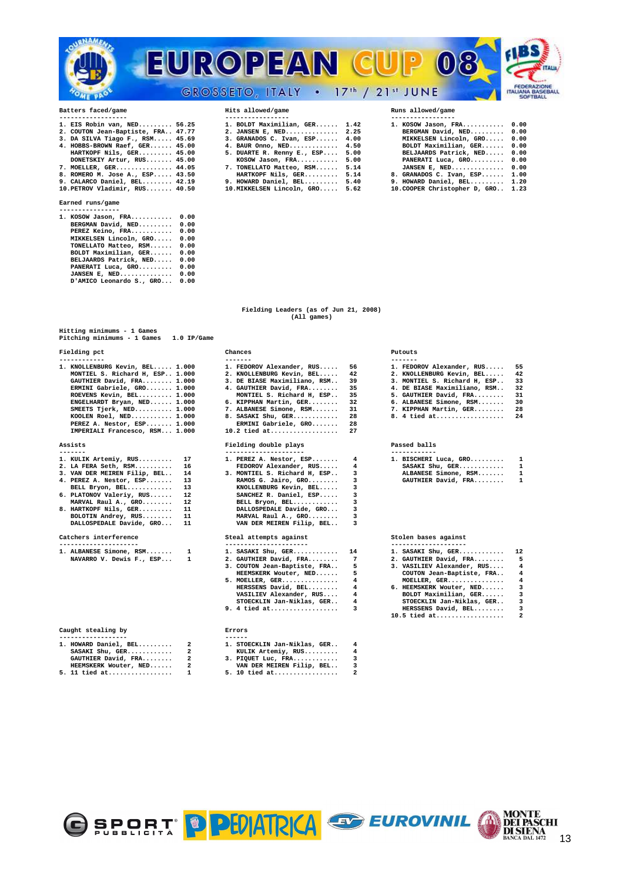## Batters faced/game

1. EIS Robin van, NED......... 56.25
2. COUTON Jean-Baptiste, FRA.. 47.77
3. DA SILVA Tiago F., RSM...... 45.69
4. HOBBS-BROWN Raef, GER...... 45.00
   HARTKOPF Nils, GER......... 45.00
   DONETSKIY Artur, RUS....... 45.00
7. MOELLER, GER............... 44.05
8. ROMERO M. Jose A., ESP..... 43.50
9. CALARCO Daniel, BEL........ 42.19
10. PETROV Vladimir, RUS....... 40.50

## Hits allowed/game

1. BOLDT Maximilian, GER...... 1.42
2. JANSEN E, NED.............. 2.25
3. GRANADOS C. Ivan, ESP...... 4.00
4. BAUR Onno, NED............. 4.50
5. DUARTE R. Renny E., ESP.... 5.00
   KOSOW Jason, FRA........... 5.00
7. TONELLATO Matteo, RSM...... 5.14
   HARTKOPF Nils, GER......... 5.14
9. HOWARD Daniel, BEL......... 5.40
10. MIKKELSEN Lincoln, GRO..... 5.62

## Runs allowed/game

1. KOSOW Jason, FRA........... 0.00
   BERGMAN David, NED......... 0.00
   MIKKELSEN Lincoln, GRO..... 0.00
   BOLDT Maximilian, GER...... 0.00
   BELJAARDS Patrick, NED..... 0.00
   PANERATI Luca, GRO......... 0.00
   JANSEN E, NED.............. 0.00
8. GRANADOS C. Ivan, ESP...... 1.00
9. HOWARD Daniel, BEL......... 1.20
10. COOPER Christopher D, GRO.. 1.23

## Earned runs/game

1. KOSOW Jason, FRA........... 0.00
   BERGMAN David, NED......... 0.00
   PEREZ Keino, FRA........... 0.00
   MIKKELSEN Lincoln, GRO..... 0.00
   TONELLATO Matteo, RSM...... 0.00
   BOLDT Maximilian, GER...... 0.00
   BELJAARDS Patrick, NED..... 0.00
   PANERATI Luca, GRO......... 0.00
   JANSEN E, NED.............. 0.00
   D'AMICO Leonardo S., GRO... 0.00

# Fielding Leaders (as of Jun 21, 2008)
(All games)

Hitting minimums - 1 Games
Pitching minimums - 1 Games  1.0 IP/Game

## Fielding pct

1. KNOLLENBURG Kevin, BEL..... 1.000
   MONTIEL S. Richard H, ESP.. 1.000
   GAUTHIER David, FRA........ 1.000
   ERMINI Gabriele, GRO....... 1.000
   ROEVENS Kevin, BEL......... 1.000
   ENGELHARDT Bryan, NED...... 1.000
   SMEETS Tjerk, NED.......... 1.000
   KOOLEN Roel, NED........... 1.000
   PEREZ A. Nestor, ESP....... 1.000
   IMPERIALI Francesco, RSM... 1.000

## Chances

1. FEDOROV Alexander, RUS..... 56
2. KNOLLENBURG Kevin, BEL..... 42
3. DE BIASE Maximiliano, RSM.. 39
4. GAUTHIER David, FRA........ 35
   MONTIEL S. Richard H, ESP.. 35
6. KIPPHAN Martin, GER........ 32
7. ALBANESE Simone, RSM....... 31
8. SASAKI Shu, GER............ 28
   ERMINI Gabriele, GRO....... 28
10. 2 tied at.................. 27

## Putouts

1. FEDOROV Alexander, RUS..... 55
2. KNOLLENBURG Kevin, BEL..... 42
3. MONTIEL S. Richard H, ESP.. 33
4. DE BIASE Maximiliano, RSM.. 32
5. GAUTHIER David, FRA........ 31
6. ALBANESE Simone, RSM....... 30
7. KIPPHAN Martin, GER........ 28
8. 4 tied at.................. 24

## Assists

1. KULIK Artemiy, RUS......... 17
2. LA FERA Seth, RSM.......... 16
3. VAN DER MEIREN Filip, BEL.. 14
4. PEREZ A. Nestor, ESP....... 13
   BELL Bryon, BEL............ 13
6. PLATONOV Valeriy, RUS...... 12
   MARVAL Raul A., GRO........ 12
8. HARTKOPF Nils, GER......... 11
   BOLOTIN Andrey, RUS........ 11
   DALLOSPEDALE Davide, GRO... 11

## Fielding double plays

1. PEREZ A. Nestor, ESP....... 4
   FEDOROV Alexander, RUS..... 4
3. MONTIEL S. Richard H, ESP.. 3
   RAMOS G. Jairo, GRO........ 3
   KNOLLENBURG Kevin, BEL..... 3
   SANCHEZ R. Daniel, ESP..... 3
   BELL Bryon, BEL............ 3
   DALLOSPEDALE Davide, GRO... 3
   MARVAL Raul A., GRO........ 3
   VAN DER MEIREN Filip, BEL.. 3

## Passed balls

1. BISCHERI Luca, GRO......... 1
   SASAKI Shu, GER............ 1
   ALBANESE Simone, RSM....... 1
   GAUTHIER David, FRA........ 1

## Catchers interference

1. ALBANESE Simone, RSM....... 1
   NAVARRO V. Dewis F., ESP... 1

## Steal attempts against

1. SASAKI Shu, GER............ 14
2. GAUTHIER David, FRA........ 7
3. COUTON Jean-Baptiste, FRA.. 5
   HEEMSKERK Wouter, NED...... 5
5. MOELLER, GER............... 4
   HERSSENS David, BEL........ 4
   VASILIEV Alexander, RUS.... 4
   STOECKLIN Jan-Niklas, GER.. 4
9. 4 tied at.................. 3

## Stolen bases against

1. SASAKI Shu, GER............ 12
2. GAUTHIER David, FRA........ 5
3. VASILIEV Alexander, RUS.... 4
   COUTON Jean-Baptiste, FRA.. 4
   MOELLER, GER............... 4
6. HEEMSKERK Wouter, NED...... 3
   BOLDT Maximilian, GER...... 3
   STOECKLIN Jan-Niklas, GER.. 3
   HERSSENS David, BEL........ 3
10. 5 tied at.................. 2

## Caught stealing by

1. HOWARD Daniel, BEL......... 2
   SASAKI Shu, GER............ 2
   GAUTHIER David, FRA........ 2
   HEEMSKERK Wouter, NED...... 2
5. 11 tied at................. 1

## Errors

1. STOECKLIN Jan-Niklas, GER.. 4
   KULIK Artemiy, RUS......... 4
3. PIQUET Luc, FRA............ 3
   VAN DER MEIREN Filip, BEL.. 3
5. 10 tied at................. 2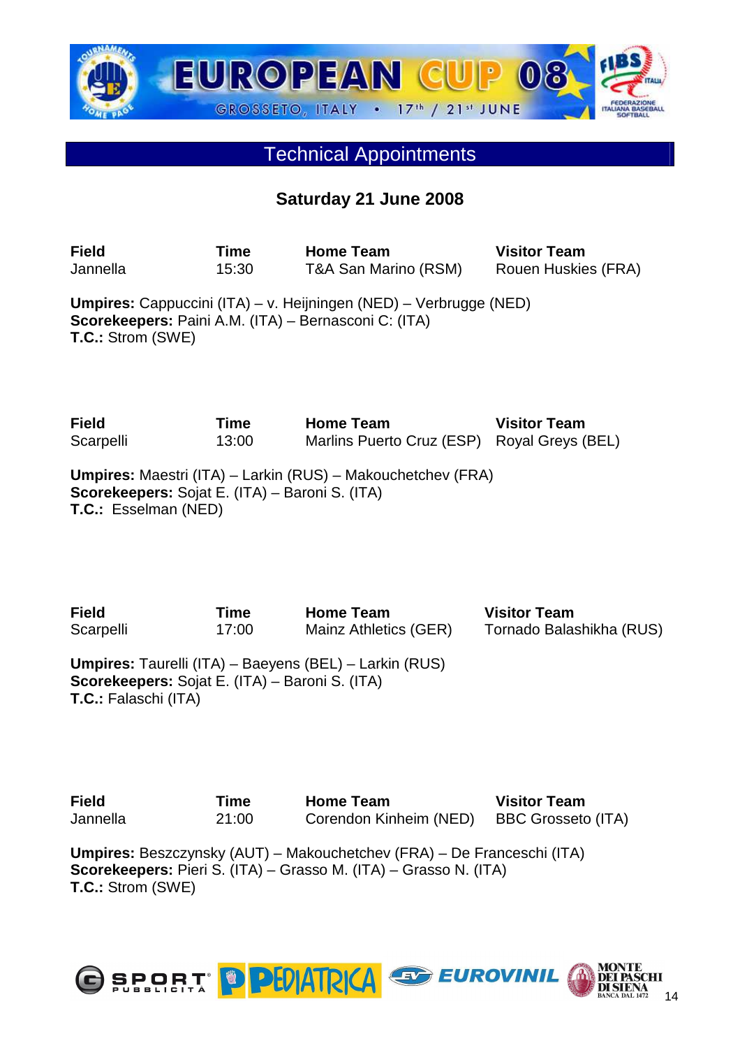## Technical Appointments

### Saturday 21 June 2008

| Field | Time | Home Team | Visitor Team |
|---|---|---|---|
| Jannella | 15:30 | T&A San Marino (RSM) | Rouen Huskies (FRA) |

**Umpires:** Cappuccini (ITA) – v. Heijningen (NED) – Verbrugge (NED)
**Scorekeepers:** Paini A.M. (ITA) – Bernasconi C: (ITA)
**T.C.:** Strom (SWE)

| Field | Time | Home Team | Visitor Team |
|---|---|---|---|
| Scarpelli | 13:00 | Marlins Puerto Cruz (ESP) | Royal Greys (BEL) |

**Umpires:** Maestri (ITA) – Larkin (RUS) – Makouchetchev (FRA)
**Scorekeepers:** Sojat E. (ITA) – Baroni S. (ITA)
**T.C.:** Esselman (NED)

| Field | Time | Home Team | Visitor Team |
|---|---|---|---|
| Scarpelli | 17:00 | Mainz Athletics (GER) | Tornado Balashikha (RUS) |

**Umpires:** Taurelli (ITA) – Baeyens (BEL) – Larkin (RUS)
**Scorekeepers:** Sojat E. (ITA) – Baroni S. (ITA)
**T.C.:** Falaschi (ITA)

| Field | Time | Home Team | Visitor Team |
|---|---|---|---|
| Jannella | 21:00 | Corendon Kinheim (NED) | BBC Grosseto (ITA) |

**Umpires:** Beszczynsky (AUT) – Makouchetchev (FRA) – De Franceschi (ITA)
**Scorekeepers:** Pieri S. (ITA) – Grasso M. (ITA) – Grasso N. (ITA)
**T.C.:** Strom (SWE)